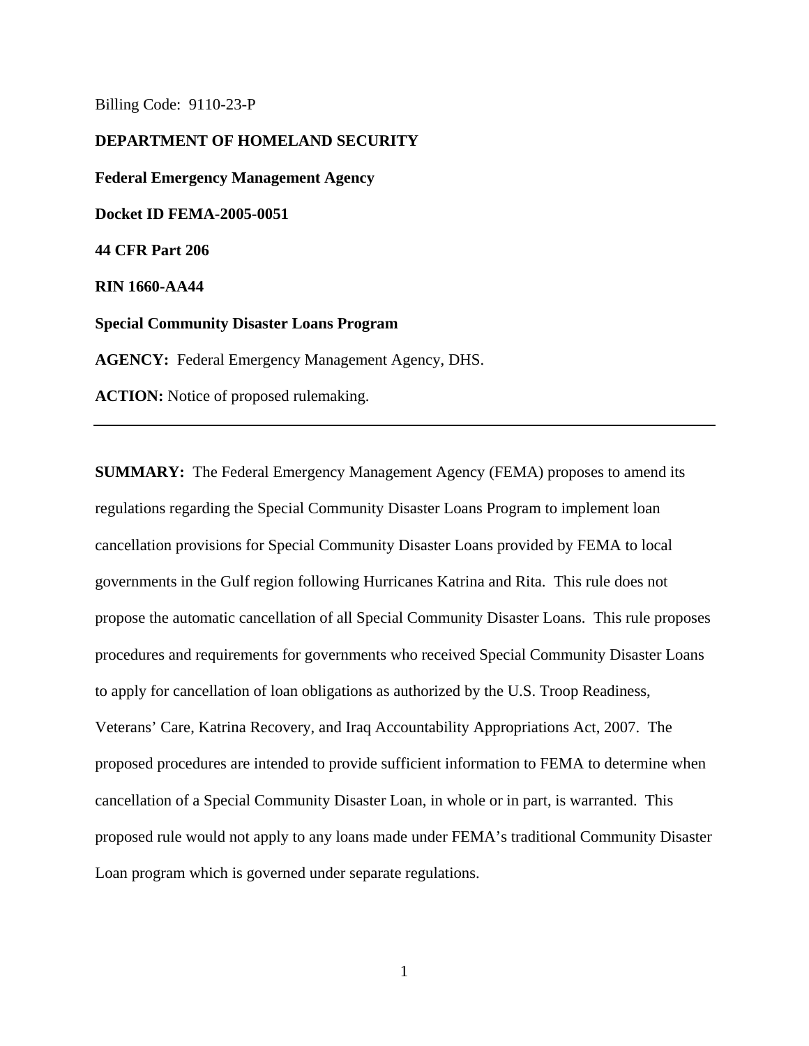Billing Code: 9110-23-P

**DEPARTMENT OF HOMELAND SECURITY**

**Federal Emergency Management Agency**

**Docket ID FEMA-2005-0051**

**44 CFR Part 206**

**RIN 1660-AA44**

**Special Community Disaster Loans Program**

**AGENCY:** Federal Emergency Management Agency, DHS.

**ACTION:** Notice of proposed rulemaking.

---

**SUMMARY:** The Federal Emergency Management Agency (FEMA) proposes to amend its regulations regarding the Special Community Disaster Loans Program to implement loan cancellation provisions for Special Community Disaster Loans provided by FEMA to local governments in the Gulf region following Hurricanes Katrina and Rita. This rule does not propose the automatic cancellation of all Special Community Disaster Loans. This rule proposes procedures and requirements for governments who received Special Community Disaster Loans to apply for cancellation of loan obligations as authorized by the U.S. Troop Readiness, Veterans' Care, Katrina Recovery, and Iraq Accountability Appropriations Act, 2007. The proposed procedures are intended to provide sufficient information to FEMA to determine when cancellation of a Special Community Disaster Loan, in whole or in part, is warranted. This proposed rule would not apply to any loans made under FEMA's traditional Community Disaster Loan program which is governed under separate regulations.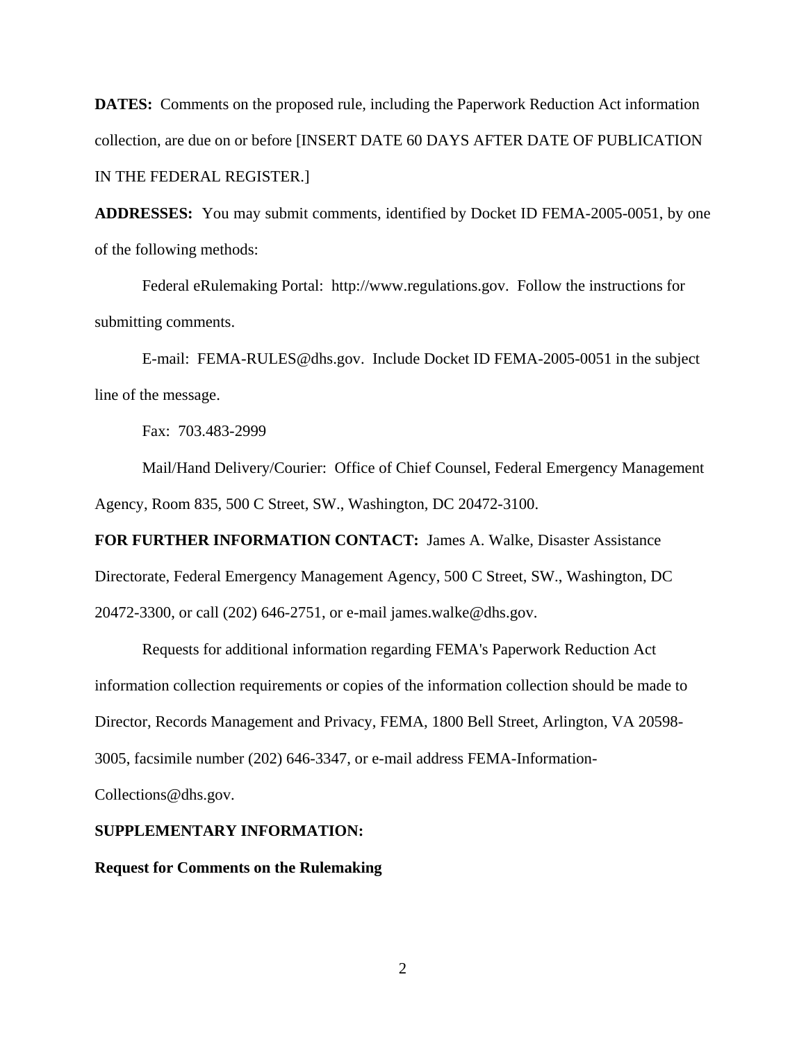**DATES:** Comments on the proposed rule, including the Paperwork Reduction Act information collection, are due on or before [INSERT DATE 60 DAYS AFTER DATE OF PUBLICATION IN THE FEDERAL REGISTER.]

**ADDRESSES:** You may submit comments, identified by Docket ID FEMA-2005-0051, by one of the following methods:

Federal eRulemaking Portal: http://www.regulations.gov. Follow the instructions for submitting comments.

E-mail: FEMA-RULES@dhs.gov. Include Docket ID FEMA-2005-0051 in the subject line of the message.

Fax: 703.483-2999

Mail/Hand Delivery/Courier: Office of Chief Counsel, Federal Emergency Management Agency, Room 835, 500 C Street, SW., Washington, DC 20472-3100.

**FOR FURTHER INFORMATION CONTACT:** James A. Walke, Disaster Assistance Directorate, Federal Emergency Management Agency, 500 C Street, SW., Washington, DC 20472-3300, or call (202) 646-2751, or e-mail james.walke@dhs.gov.

Requests for additional information regarding FEMA's Paperwork Reduction Act information collection requirements or copies of the information collection should be made to Director, Records Management and Privacy, FEMA, 1800 Bell Street, Arlington, VA 20598-3005, facsimile number (202) 646-3347, or e-mail address FEMA-Information-Collections@dhs.gov.

**SUPPLEMENTARY INFORMATION:**

**Request for Comments on the Rulemaking**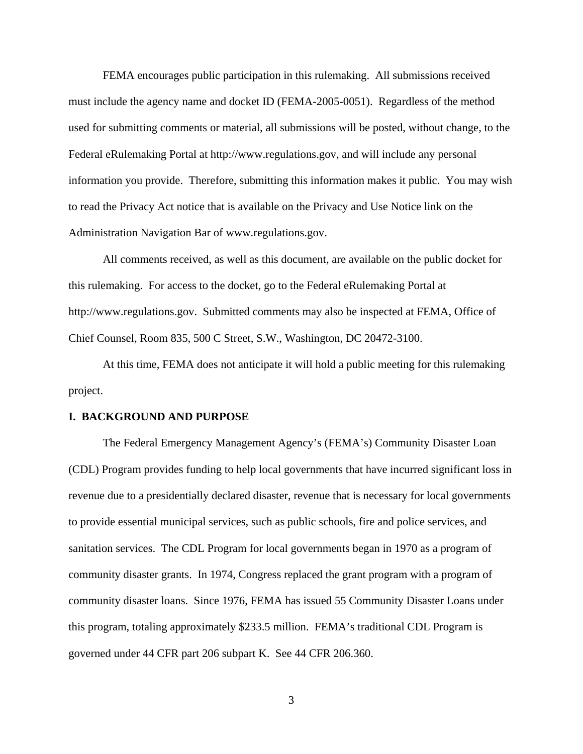FEMA encourages public participation in this rulemaking. All submissions received must include the agency name and docket ID (FEMA-2005-0051). Regardless of the method used for submitting comments or material, all submissions will be posted, without change, to the Federal eRulemaking Portal at http://www.regulations.gov, and will include any personal information you provide. Therefore, submitting this information makes it public. You may wish to read the Privacy Act notice that is available on the Privacy and Use Notice link on the Administration Navigation Bar of www.regulations.gov.

All comments received, as well as this document, are available on the public docket for this rulemaking. For access to the docket, go to the Federal eRulemaking Portal at http://www.regulations.gov. Submitted comments may also be inspected at FEMA, Office of Chief Counsel, Room 835, 500 C Street, S.W., Washington, DC 20472-3100.

At this time, FEMA does not anticipate it will hold a public meeting for this rulemaking project.

## I. BACKGROUND AND PURPOSE

The Federal Emergency Management Agency's (FEMA's) Community Disaster Loan (CDL) Program provides funding to help local governments that have incurred significant loss in revenue due to a presidentially declared disaster, revenue that is necessary for local governments to provide essential municipal services, such as public schools, fire and police services, and sanitation services. The CDL Program for local governments began in 1970 as a program of community disaster grants. In 1974, Congress replaced the grant program with a program of community disaster loans. Since 1976, FEMA has issued 55 Community Disaster Loans under this program, totaling approximately $233.5 million. FEMA's traditional CDL Program is governed under 44 CFR part 206 subpart K. See 44 CFR 206.360.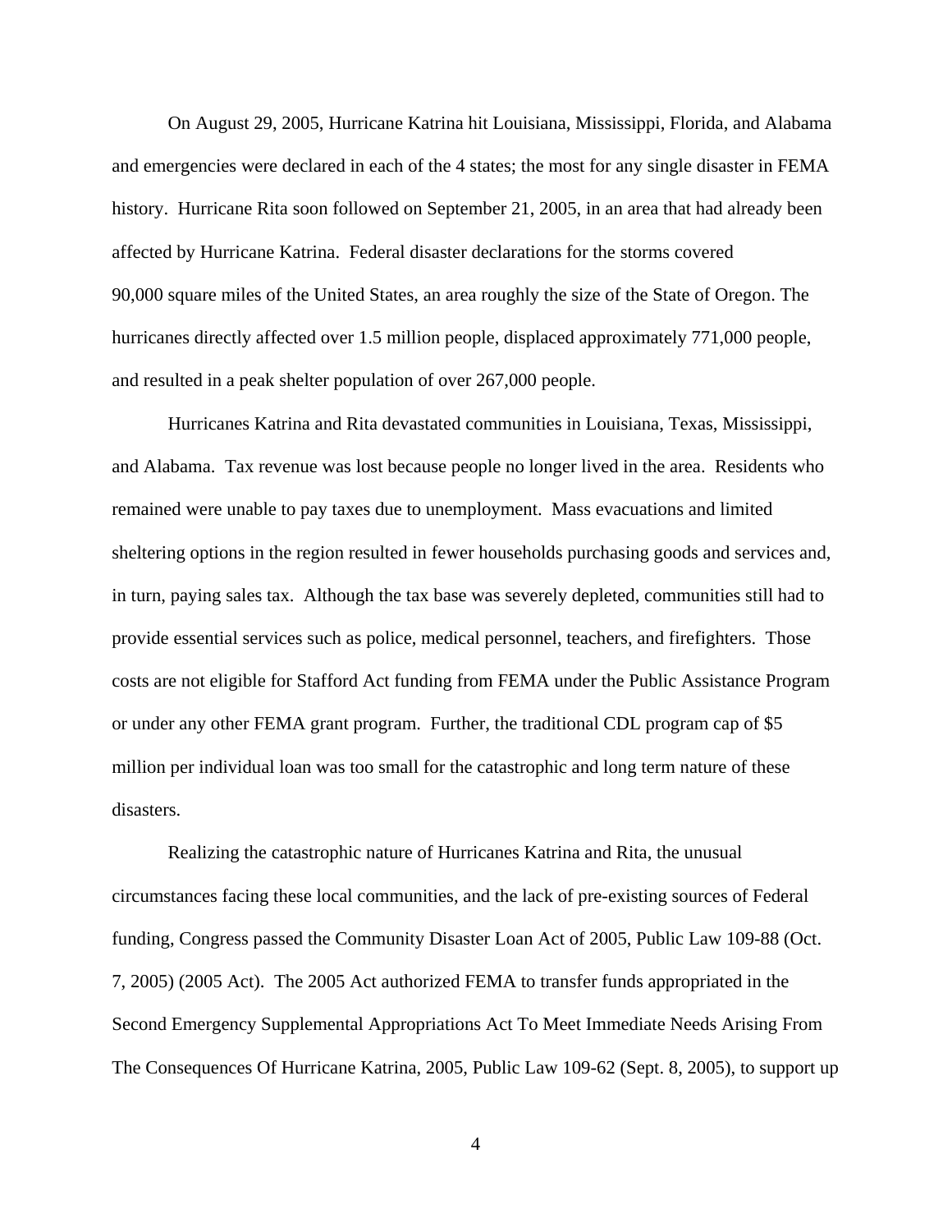On August 29, 2005, Hurricane Katrina hit Louisiana, Mississippi, Florida, and Alabama and emergencies were declared in each of the 4 states; the most for any single disaster in FEMA history. Hurricane Rita soon followed on September 21, 2005, in an area that had already been affected by Hurricane Katrina. Federal disaster declarations for the storms covered 90,000 square miles of the United States, an area roughly the size of the State of Oregon. The hurricanes directly affected over 1.5 million people, displaced approximately 771,000 people, and resulted in a peak shelter population of over 267,000 people.

Hurricanes Katrina and Rita devastated communities in Louisiana, Texas, Mississippi, and Alabama. Tax revenue was lost because people no longer lived in the area. Residents who remained were unable to pay taxes due to unemployment. Mass evacuations and limited sheltering options in the region resulted in fewer households purchasing goods and services and, in turn, paying sales tax. Although the tax base was severely depleted, communities still had to provide essential services such as police, medical personnel, teachers, and firefighters. Those costs are not eligible for Stafford Act funding from FEMA under the Public Assistance Program or under any other FEMA grant program. Further, the traditional CDL program cap of $5 million per individual loan was too small for the catastrophic and long term nature of these disasters.

Realizing the catastrophic nature of Hurricanes Katrina and Rita, the unusual circumstances facing these local communities, and the lack of pre-existing sources of Federal funding, Congress passed the Community Disaster Loan Act of 2005, Public Law 109-88 (Oct. 7, 2005) (2005 Act). The 2005 Act authorized FEMA to transfer funds appropriated in the Second Emergency Supplemental Appropriations Act To Meet Immediate Needs Arising From The Consequences Of Hurricane Katrina, 2005, Public Law 109-62 (Sept. 8, 2005), to support up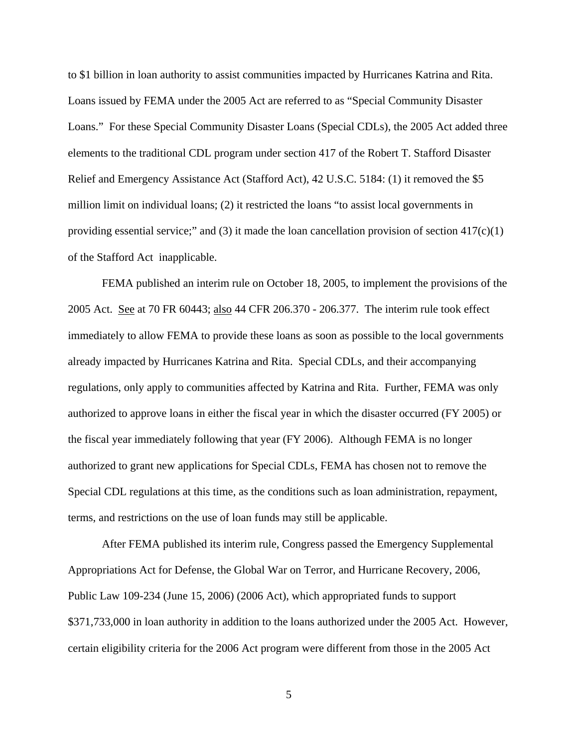to $1 billion in loan authority to assist communities impacted by Hurricanes Katrina and Rita. Loans issued by FEMA under the 2005 Act are referred to as "Special Community Disaster Loans." For these Special Community Disaster Loans (Special CDLs), the 2005 Act added three elements to the traditional CDL program under section 417 of the Robert T. Stafford Disaster Relief and Emergency Assistance Act (Stafford Act), 42 U.S.C. 5184: (1) it removed the $5 million limit on individual loans; (2) it restricted the loans "to assist local governments in providing essential service;" and (3) it made the loan cancellation provision of section 417(c)(1) of the Stafford Act inapplicable.

FEMA published an interim rule on October 18, 2005, to implement the provisions of the 2005 Act. See at 70 FR 60443; also 44 CFR 206.370 - 206.377. The interim rule took effect immediately to allow FEMA to provide these loans as soon as possible to the local governments already impacted by Hurricanes Katrina and Rita. Special CDLs, and their accompanying regulations, only apply to communities affected by Katrina and Rita. Further, FEMA was only authorized to approve loans in either the fiscal year in which the disaster occurred (FY 2005) or the fiscal year immediately following that year (FY 2006). Although FEMA is no longer authorized to grant new applications for Special CDLs, FEMA has chosen not to remove the Special CDL regulations at this time, as the conditions such as loan administration, repayment, terms, and restrictions on the use of loan funds may still be applicable.

After FEMA published its interim rule, Congress passed the Emergency Supplemental Appropriations Act for Defense, the Global War on Terror, and Hurricane Recovery, 2006, Public Law 109-234 (June 15, 2006) (2006 Act), which appropriated funds to support $371,733,000 in loan authority in addition to the loans authorized under the 2005 Act. However, certain eligibility criteria for the 2006 Act program were different from those in the 2005 Act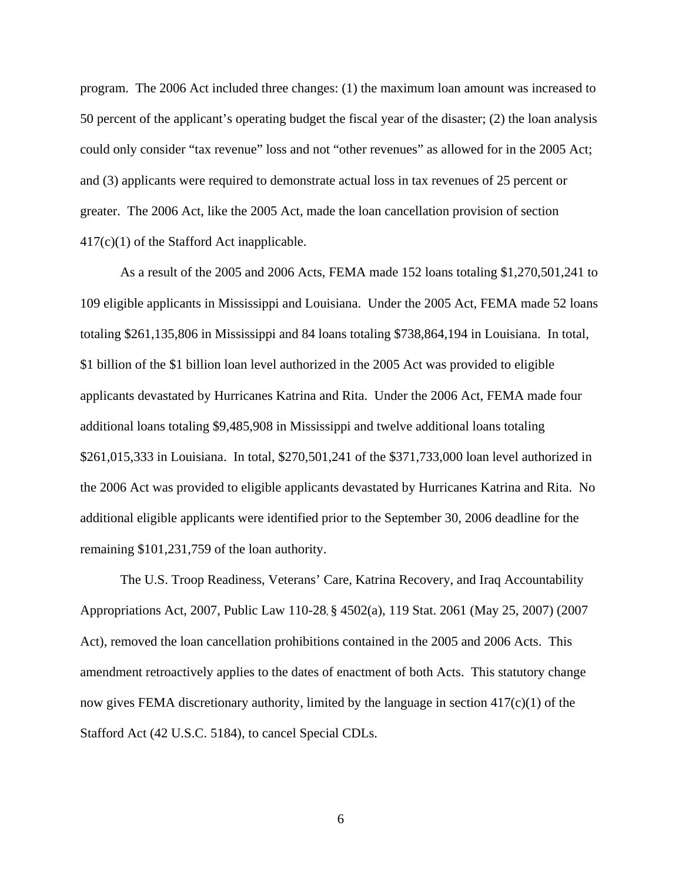program. The 2006 Act included three changes: (1) the maximum loan amount was increased to 50 percent of the applicant's operating budget the fiscal year of the disaster; (2) the loan analysis could only consider "tax revenue" loss and not "other revenues" as allowed for in the 2005 Act; and (3) applicants were required to demonstrate actual loss in tax revenues of 25 percent or greater. The 2006 Act, like the 2005 Act, made the loan cancellation provision of section 417(c)(1) of the Stafford Act inapplicable.

As a result of the 2005 and 2006 Acts, FEMA made 152 loans totaling $1,270,501,241 to 109 eligible applicants in Mississippi and Louisiana. Under the 2005 Act, FEMA made 52 loans totaling $261,135,806 in Mississippi and 84 loans totaling $738,864,194 in Louisiana. In total, $1 billion of the $1 billion loan level authorized in the 2005 Act was provided to eligible applicants devastated by Hurricanes Katrina and Rita. Under the 2006 Act, FEMA made four additional loans totaling $9,485,908 in Mississippi and twelve additional loans totaling $261,015,333 in Louisiana. In total, $270,501,241 of the $371,733,000 loan level authorized in the 2006 Act was provided to eligible applicants devastated by Hurricanes Katrina and Rita. No additional eligible applicants were identified prior to the September 30, 2006 deadline for the remaining $101,231,759 of the loan authority.

The U.S. Troop Readiness, Veterans' Care, Katrina Recovery, and Iraq Accountability Appropriations Act, 2007, Public Law 110-28, § 4502(a), 119 Stat. 2061 (May 25, 2007) (2007 Act), removed the loan cancellation prohibitions contained in the 2005 and 2006 Acts. This amendment retroactively applies to the dates of enactment of both Acts. This statutory change now gives FEMA discretionary authority, limited by the language in section 417(c)(1) of the Stafford Act (42 U.S.C. 5184), to cancel Special CDLs.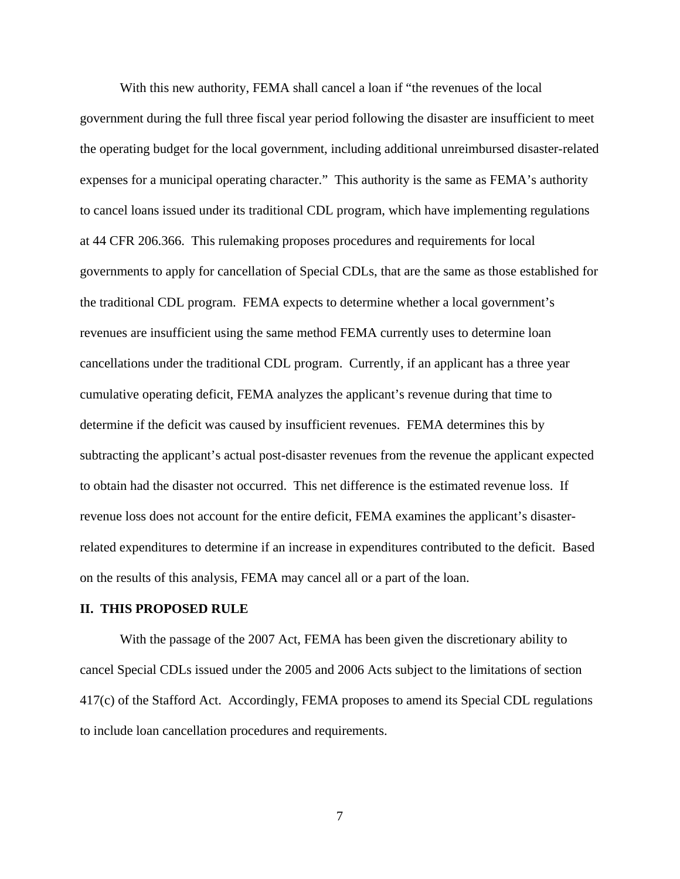With this new authority, FEMA shall cancel a loan if "the revenues of the local government during the full three fiscal year period following the disaster are insufficient to meet the operating budget for the local government, including additional unreimbursed disaster-related expenses for a municipal operating character." This authority is the same as FEMA's authority to cancel loans issued under its traditional CDL program, which have implementing regulations at 44 CFR 206.366. This rulemaking proposes procedures and requirements for local governments to apply for cancellation of Special CDLs, that are the same as those established for the traditional CDL program. FEMA expects to determine whether a local government's revenues are insufficient using the same method FEMA currently uses to determine loan cancellations under the traditional CDL program. Currently, if an applicant has a three year cumulative operating deficit, FEMA analyzes the applicant's revenue during that time to determine if the deficit was caused by insufficient revenues. FEMA determines this by subtracting the applicant's actual post-disaster revenues from the revenue the applicant expected to obtain had the disaster not occurred. This net difference is the estimated revenue loss. If revenue loss does not account for the entire deficit, FEMA examines the applicant's disaster-related expenditures to determine if an increase in expenditures contributed to the deficit. Based on the results of this analysis, FEMA may cancel all or a part of the loan.

## II. THIS PROPOSED RULE

With the passage of the 2007 Act, FEMA has been given the discretionary ability to cancel Special CDLs issued under the 2005 and 2006 Acts subject to the limitations of section 417(c) of the Stafford Act. Accordingly, FEMA proposes to amend its Special CDL regulations to include loan cancellation procedures and requirements.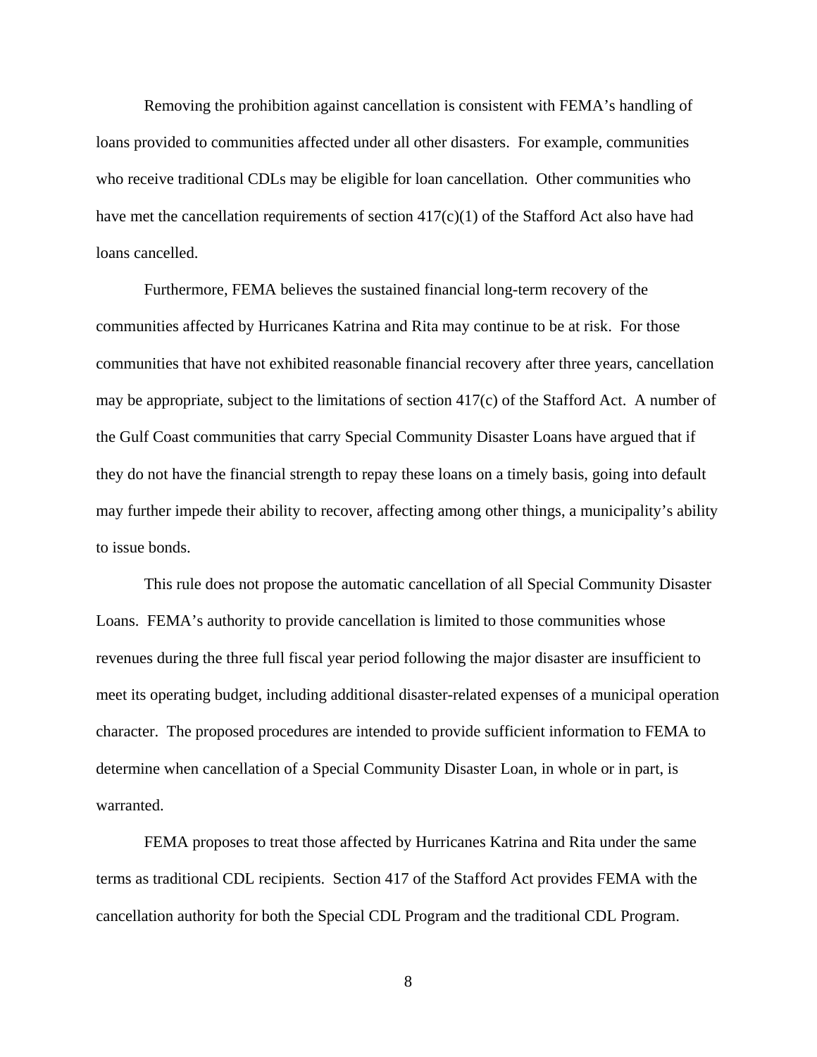Removing the prohibition against cancellation is consistent with FEMA's handling of loans provided to communities affected under all other disasters. For example, communities who receive traditional CDLs may be eligible for loan cancellation. Other communities who have met the cancellation requirements of section 417(c)(1) of the Stafford Act also have had loans cancelled.

Furthermore, FEMA believes the sustained financial long-term recovery of the communities affected by Hurricanes Katrina and Rita may continue to be at risk. For those communities that have not exhibited reasonable financial recovery after three years, cancellation may be appropriate, subject to the limitations of section 417(c) of the Stafford Act. A number of the Gulf Coast communities that carry Special Community Disaster Loans have argued that if they do not have the financial strength to repay these loans on a timely basis, going into default may further impede their ability to recover, affecting among other things, a municipality's ability to issue bonds.

This rule does not propose the automatic cancellation of all Special Community Disaster Loans. FEMA's authority to provide cancellation is limited to those communities whose revenues during the three full fiscal year period following the major disaster are insufficient to meet its operating budget, including additional disaster-related expenses of a municipal operation character. The proposed procedures are intended to provide sufficient information to FEMA to determine when cancellation of a Special Community Disaster Loan, in whole or in part, is warranted.

FEMA proposes to treat those affected by Hurricanes Katrina and Rita under the same terms as traditional CDL recipients. Section 417 of the Stafford Act provides FEMA with the cancellation authority for both the Special CDL Program and the traditional CDL Program.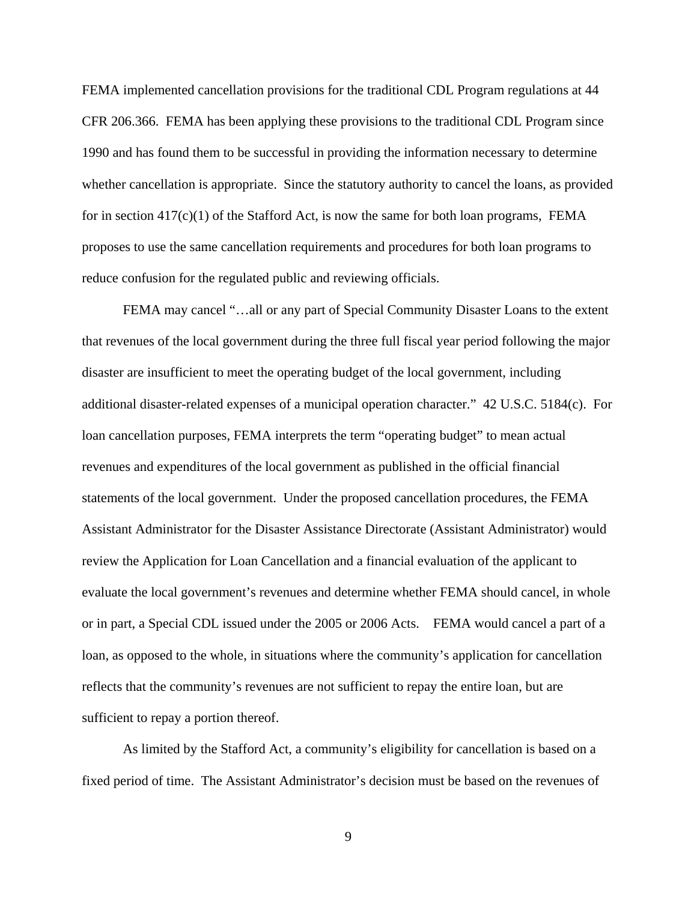FEMA implemented cancellation provisions for the traditional CDL Program regulations at 44 CFR 206.366. FEMA has been applying these provisions to the traditional CDL Program since 1990 and has found them to be successful in providing the information necessary to determine whether cancellation is appropriate. Since the statutory authority to cancel the loans, as provided for in section 417(c)(1) of the Stafford Act, is now the same for both loan programs, FEMA proposes to use the same cancellation requirements and procedures for both loan programs to reduce confusion for the regulated public and reviewing officials.

FEMA may cancel "…all or any part of Special Community Disaster Loans to the extent that revenues of the local government during the three full fiscal year period following the major disaster are insufficient to meet the operating budget of the local government, including additional disaster-related expenses of a municipal operation character." 42 U.S.C. 5184(c). For loan cancellation purposes, FEMA interprets the term "operating budget" to mean actual revenues and expenditures of the local government as published in the official financial statements of the local government. Under the proposed cancellation procedures, the FEMA Assistant Administrator for the Disaster Assistance Directorate (Assistant Administrator) would review the Application for Loan Cancellation and a financial evaluation of the applicant to evaluate the local government's revenues and determine whether FEMA should cancel, in whole or in part, a Special CDL issued under the 2005 or 2006 Acts. FEMA would cancel a part of a loan, as opposed to the whole, in situations where the community's application for cancellation reflects that the community's revenues are not sufficient to repay the entire loan, but are sufficient to repay a portion thereof.

As limited by the Stafford Act, a community's eligibility for cancellation is based on a fixed period of time. The Assistant Administrator's decision must be based on the revenues of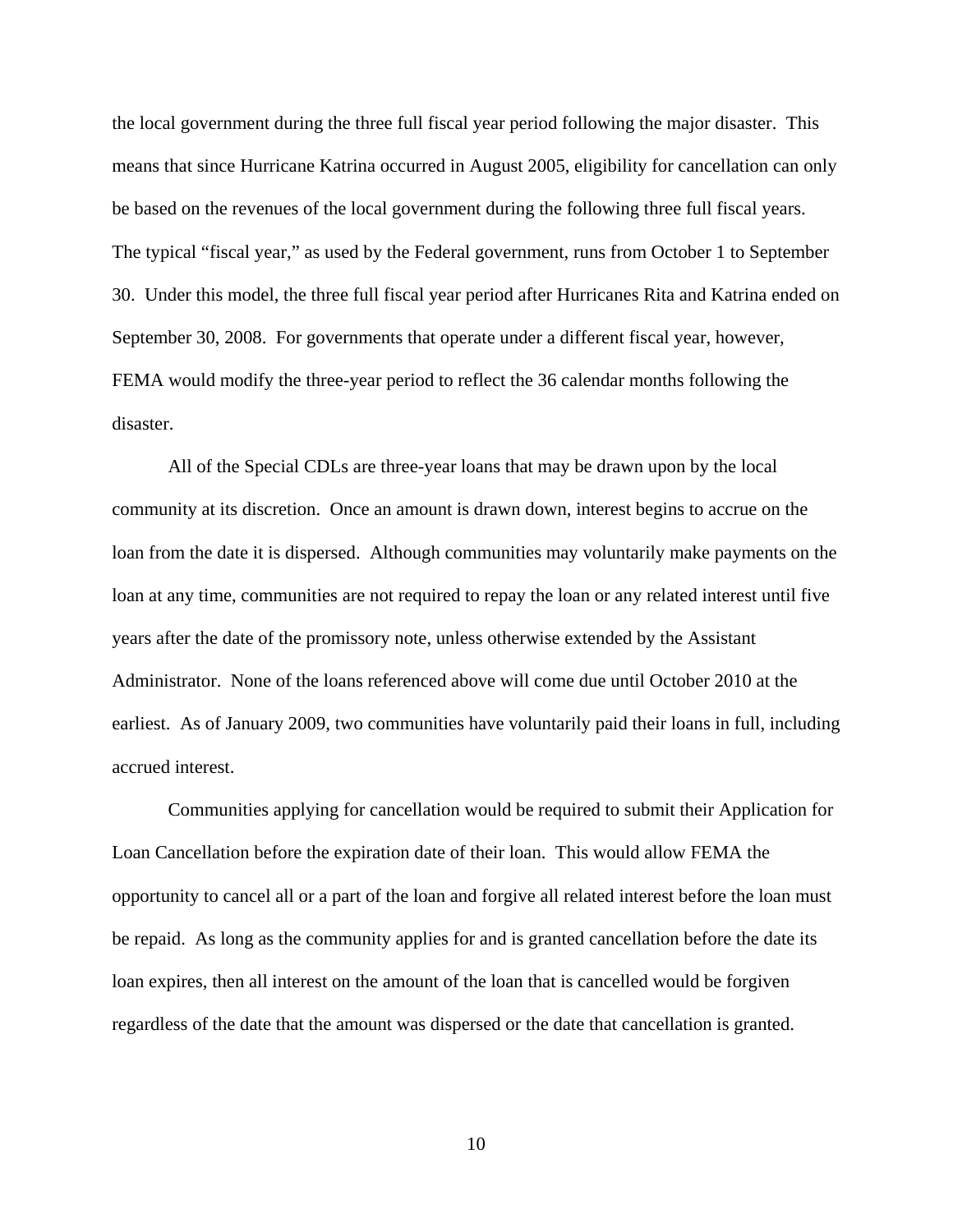the local government during the three full fiscal year period following the major disaster. This means that since Hurricane Katrina occurred in August 2005, eligibility for cancellation can only be based on the revenues of the local government during the following three full fiscal years. The typical "fiscal year," as used by the Federal government, runs from October 1 to September 30. Under this model, the three full fiscal year period after Hurricanes Rita and Katrina ended on September 30, 2008. For governments that operate under a different fiscal year, however, FEMA would modify the three-year period to reflect the 36 calendar months following the disaster.

All of the Special CDLs are three-year loans that may be drawn upon by the local community at its discretion. Once an amount is drawn down, interest begins to accrue on the loan from the date it is dispersed. Although communities may voluntarily make payments on the loan at any time, communities are not required to repay the loan or any related interest until five years after the date of the promissory note, unless otherwise extended by the Assistant Administrator. None of the loans referenced above will come due until October 2010 at the earliest. As of January 2009, two communities have voluntarily paid their loans in full, including accrued interest.

Communities applying for cancellation would be required to submit their Application for Loan Cancellation before the expiration date of their loan. This would allow FEMA the opportunity to cancel all or a part of the loan and forgive all related interest before the loan must be repaid. As long as the community applies for and is granted cancellation before the date its loan expires, then all interest on the amount of the loan that is cancelled would be forgiven regardless of the date that the amount was dispersed or the date that cancellation is granted.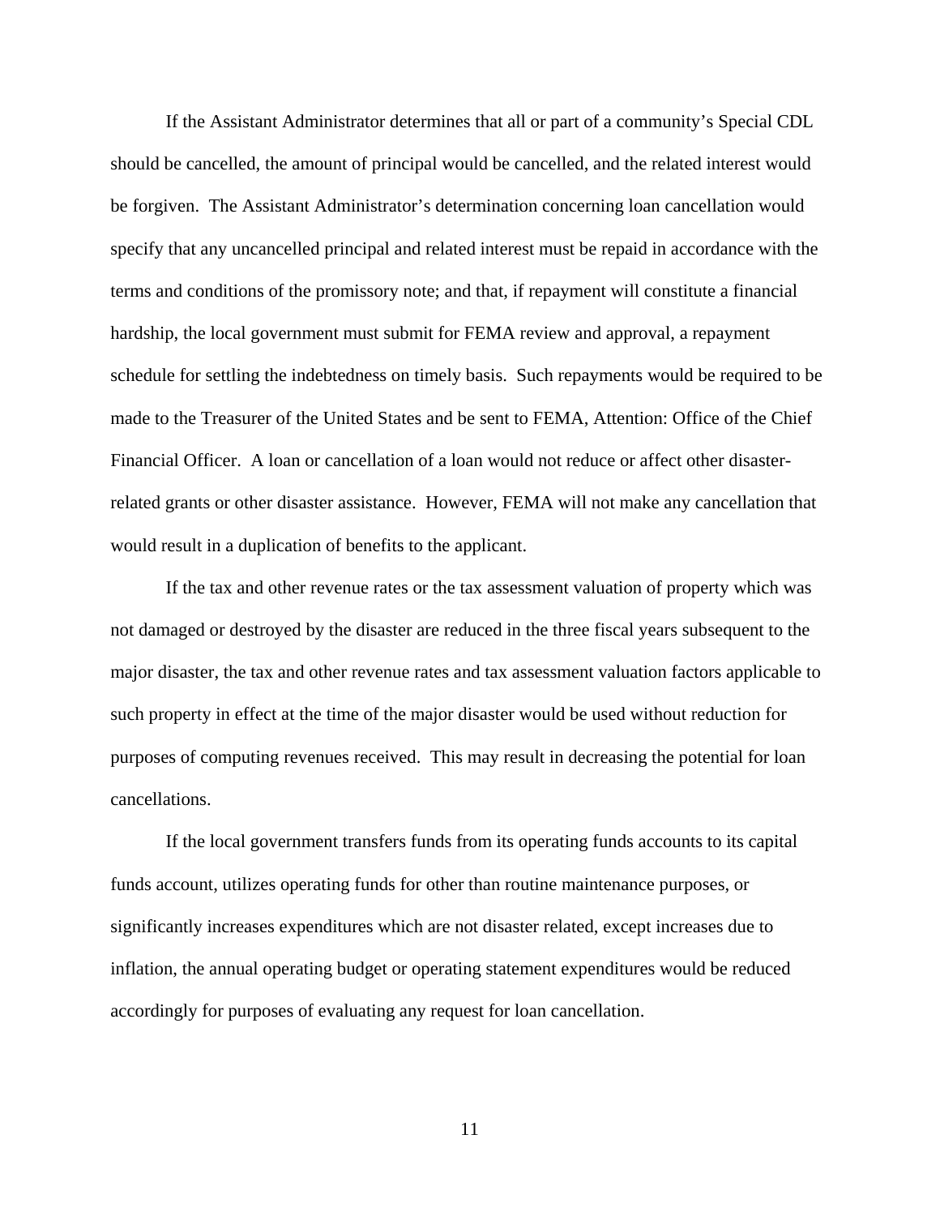If the Assistant Administrator determines that all or part of a community's Special CDL should be cancelled, the amount of principal would be cancelled, and the related interest would be forgiven. The Assistant Administrator's determination concerning loan cancellation would specify that any uncancelled principal and related interest must be repaid in accordance with the terms and conditions of the promissory note; and that, if repayment will constitute a financial hardship, the local government must submit for FEMA review and approval, a repayment schedule for settling the indebtedness on timely basis. Such repayments would be required to be made to the Treasurer of the United States and be sent to FEMA, Attention: Office of the Chief Financial Officer. A loan or cancellation of a loan would not reduce or affect other disaster-related grants or other disaster assistance. However, FEMA will not make any cancellation that would result in a duplication of benefits to the applicant.

If the tax and other revenue rates or the tax assessment valuation of property which was not damaged or destroyed by the disaster are reduced in the three fiscal years subsequent to the major disaster, the tax and other revenue rates and tax assessment valuation factors applicable to such property in effect at the time of the major disaster would be used without reduction for purposes of computing revenues received. This may result in decreasing the potential for loan cancellations.

If the local government transfers funds from its operating funds accounts to its capital funds account, utilizes operating funds for other than routine maintenance purposes, or significantly increases expenditures which are not disaster related, except increases due to inflation, the annual operating budget or operating statement expenditures would be reduced accordingly for purposes of evaluating any request for loan cancellation.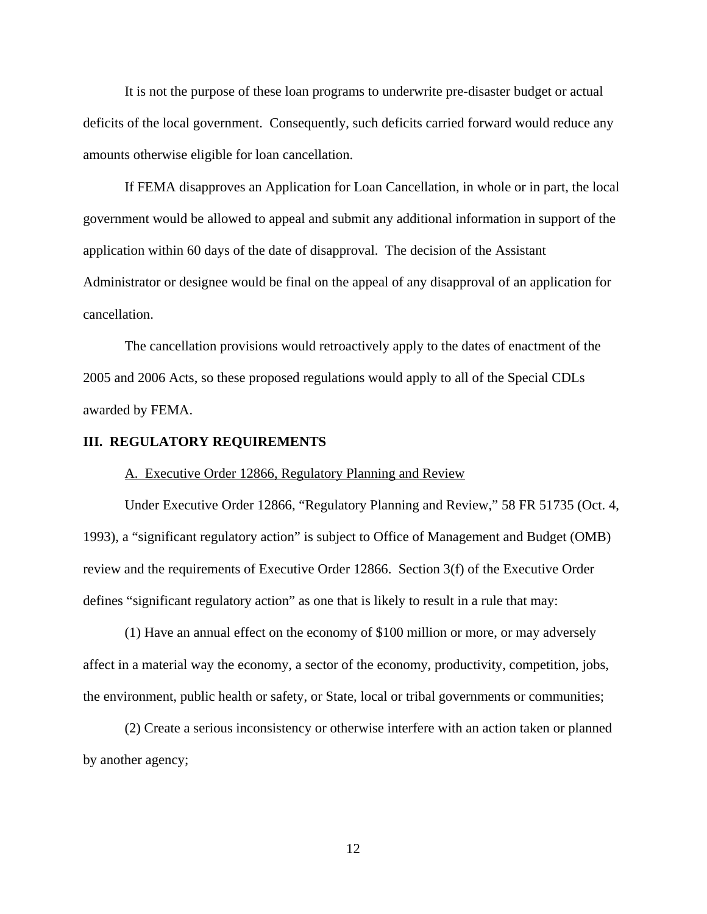It is not the purpose of these loan programs to underwrite pre-disaster budget or actual deficits of the local government. Consequently, such deficits carried forward would reduce any amounts otherwise eligible for loan cancellation.

If FEMA disapproves an Application for Loan Cancellation, in whole or in part, the local government would be allowed to appeal and submit any additional information in support of the application within 60 days of the date of disapproval. The decision of the Assistant Administrator or designee would be final on the appeal of any disapproval of an application for cancellation.

The cancellation provisions would retroactively apply to the dates of enactment of the 2005 and 2006 Acts, so these proposed regulations would apply to all of the Special CDLs awarded by FEMA.

## III. REGULATORY REQUIREMENTS

### A. Executive Order 12866, Regulatory Planning and Review

Under Executive Order 12866, "Regulatory Planning and Review," 58 FR 51735 (Oct. 4, 1993), a "significant regulatory action" is subject to Office of Management and Budget (OMB) review and the requirements of Executive Order 12866. Section 3(f) of the Executive Order defines "significant regulatory action" as one that is likely to result in a rule that may:

(1) Have an annual effect on the economy of $100 million or more, or may adversely affect in a material way the economy, a sector of the economy, productivity, competition, jobs, the environment, public health or safety, or State, local or tribal governments or communities;

(2) Create a serious inconsistency or otherwise interfere with an action taken or planned by another agency;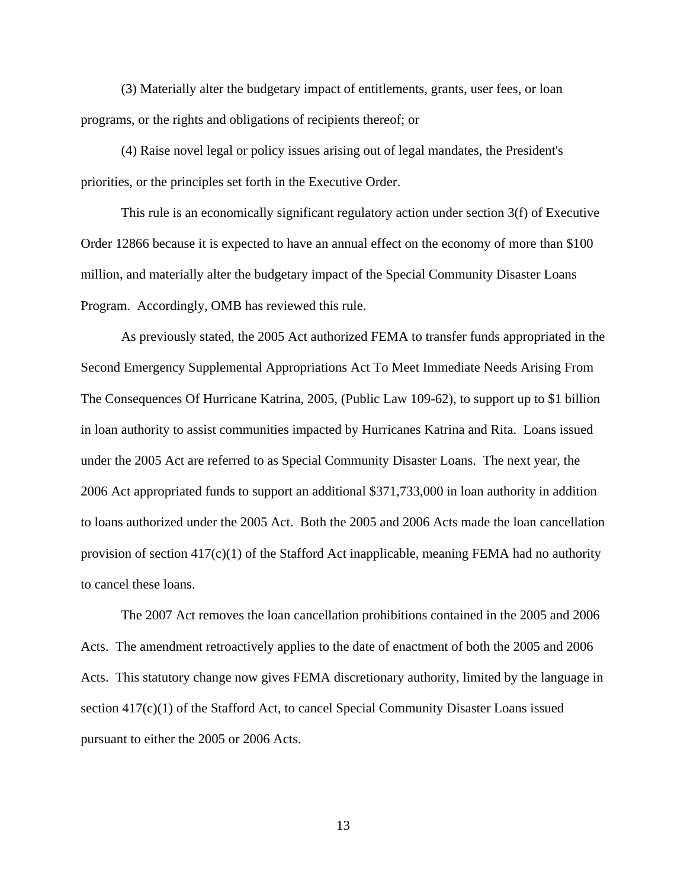(3) Materially alter the budgetary impact of entitlements, grants, user fees, or loan programs, or the rights and obligations of recipients thereof; or

(4) Raise novel legal or policy issues arising out of legal mandates, the President's priorities, or the principles set forth in the Executive Order.

This rule is an economically significant regulatory action under section 3(f) of Executive Order 12866 because it is expected to have an annual effect on the economy of more than $100 million, and materially alter the budgetary impact of the Special Community Disaster Loans Program. Accordingly, OMB has reviewed this rule.

As previously stated, the 2005 Act authorized FEMA to transfer funds appropriated in the Second Emergency Supplemental Appropriations Act To Meet Immediate Needs Arising From The Consequences Of Hurricane Katrina, 2005, (Public Law 109-62), to support up to $1 billion in loan authority to assist communities impacted by Hurricanes Katrina and Rita. Loans issued under the 2005 Act are referred to as Special Community Disaster Loans. The next year, the 2006 Act appropriated funds to support an additional $371,733,000 in loan authority in addition to loans authorized under the 2005 Act. Both the 2005 and 2006 Acts made the loan cancellation provision of section 417(c)(1) of the Stafford Act inapplicable, meaning FEMA had no authority to cancel these loans.

The 2007 Act removes the loan cancellation prohibitions contained in the 2005 and 2006 Acts. The amendment retroactively applies to the date of enactment of both the 2005 and 2006 Acts. This statutory change now gives FEMA discretionary authority, limited by the language in section 417(c)(1) of the Stafford Act, to cancel Special Community Disaster Loans issued pursuant to either the 2005 or 2006 Acts.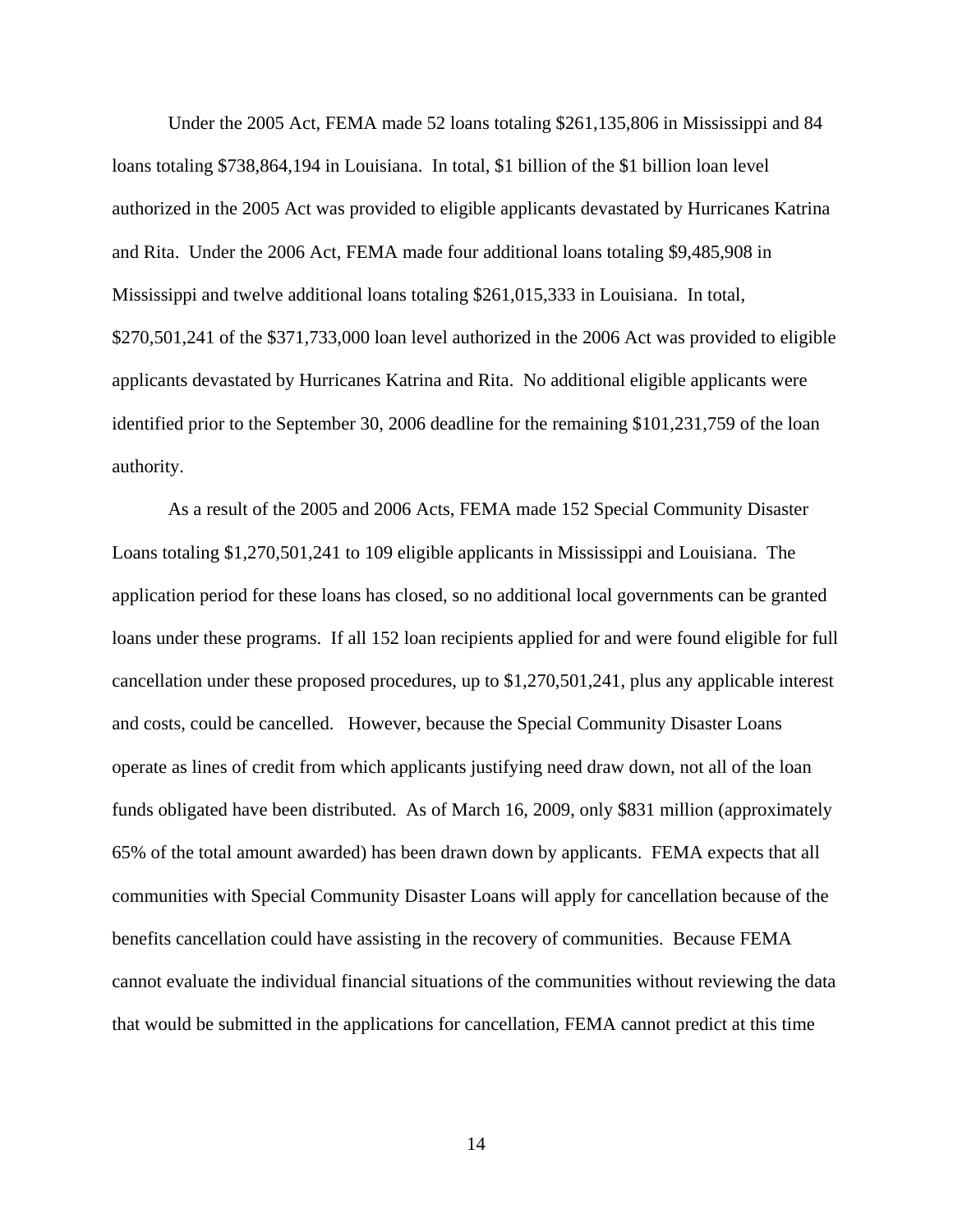Under the 2005 Act, FEMA made 52 loans totaling $261,135,806 in Mississippi and 84 loans totaling $738,864,194 in Louisiana. In total, $1 billion of the $1 billion loan level authorized in the 2005 Act was provided to eligible applicants devastated by Hurricanes Katrina and Rita. Under the 2006 Act, FEMA made four additional loans totaling $9,485,908 in Mississippi and twelve additional loans totaling $261,015,333 in Louisiana. In total, $270,501,241 of the $371,733,000 loan level authorized in the 2006 Act was provided to eligible applicants devastated by Hurricanes Katrina and Rita. No additional eligible applicants were identified prior to the September 30, 2006 deadline for the remaining $101,231,759 of the loan authority.

As a result of the 2005 and 2006 Acts, FEMA made 152 Special Community Disaster Loans totaling $1,270,501,241 to 109 eligible applicants in Mississippi and Louisiana. The application period for these loans has closed, so no additional local governments can be granted loans under these programs. If all 152 loan recipients applied for and were found eligible for full cancellation under these proposed procedures, up to $1,270,501,241, plus any applicable interest and costs, could be cancelled. However, because the Special Community Disaster Loans operate as lines of credit from which applicants justifying need draw down, not all of the loan funds obligated have been distributed. As of March 16, 2009, only $831 million (approximately 65% of the total amount awarded) has been drawn down by applicants. FEMA expects that all communities with Special Community Disaster Loans will apply for cancellation because of the benefits cancellation could have assisting in the recovery of communities. Because FEMA cannot evaluate the individual financial situations of the communities without reviewing the data that would be submitted in the applications for cancellation, FEMA cannot predict at this time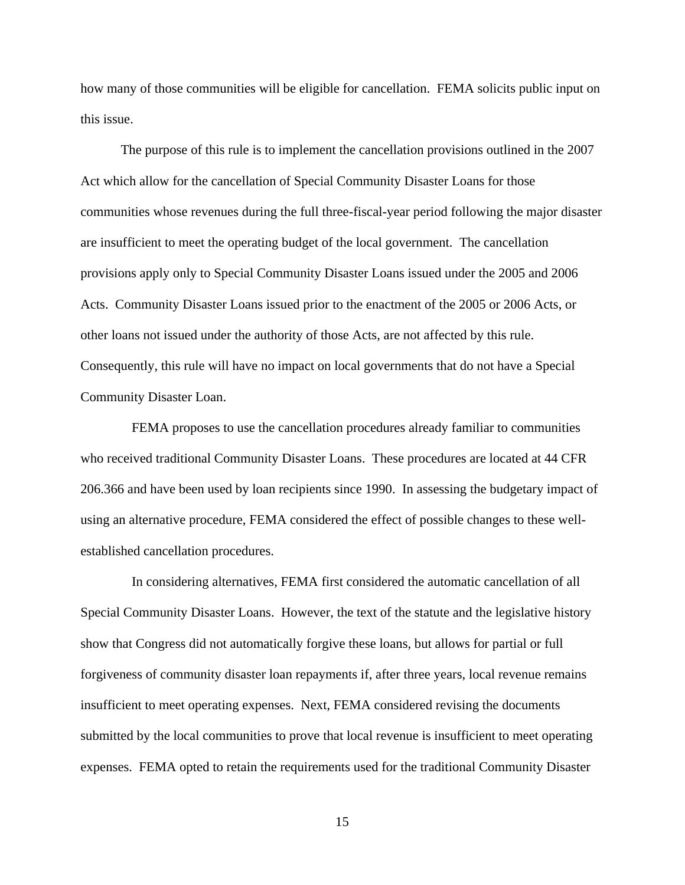how many of those communities will be eligible for cancellation. FEMA solicits public input on this issue.

The purpose of this rule is to implement the cancellation provisions outlined in the 2007 Act which allow for the cancellation of Special Community Disaster Loans for those communities whose revenues during the full three-fiscal-year period following the major disaster are insufficient to meet the operating budget of the local government. The cancellation provisions apply only to Special Community Disaster Loans issued under the 2005 and 2006 Acts. Community Disaster Loans issued prior to the enactment of the 2005 or 2006 Acts, or other loans not issued under the authority of those Acts, are not affected by this rule. Consequently, this rule will have no impact on local governments that do not have a Special Community Disaster Loan.

FEMA proposes to use the cancellation procedures already familiar to communities who received traditional Community Disaster Loans. These procedures are located at 44 CFR 206.366 and have been used by loan recipients since 1990. In assessing the budgetary impact of using an alternative procedure, FEMA considered the effect of possible changes to these well-established cancellation procedures.

In considering alternatives, FEMA first considered the automatic cancellation of all Special Community Disaster Loans. However, the text of the statute and the legislative history show that Congress did not automatically forgive these loans, but allows for partial or full forgiveness of community disaster loan repayments if, after three years, local revenue remains insufficient to meet operating expenses. Next, FEMA considered revising the documents submitted by the local communities to prove that local revenue is insufficient to meet operating expenses. FEMA opted to retain the requirements used for the traditional Community Disaster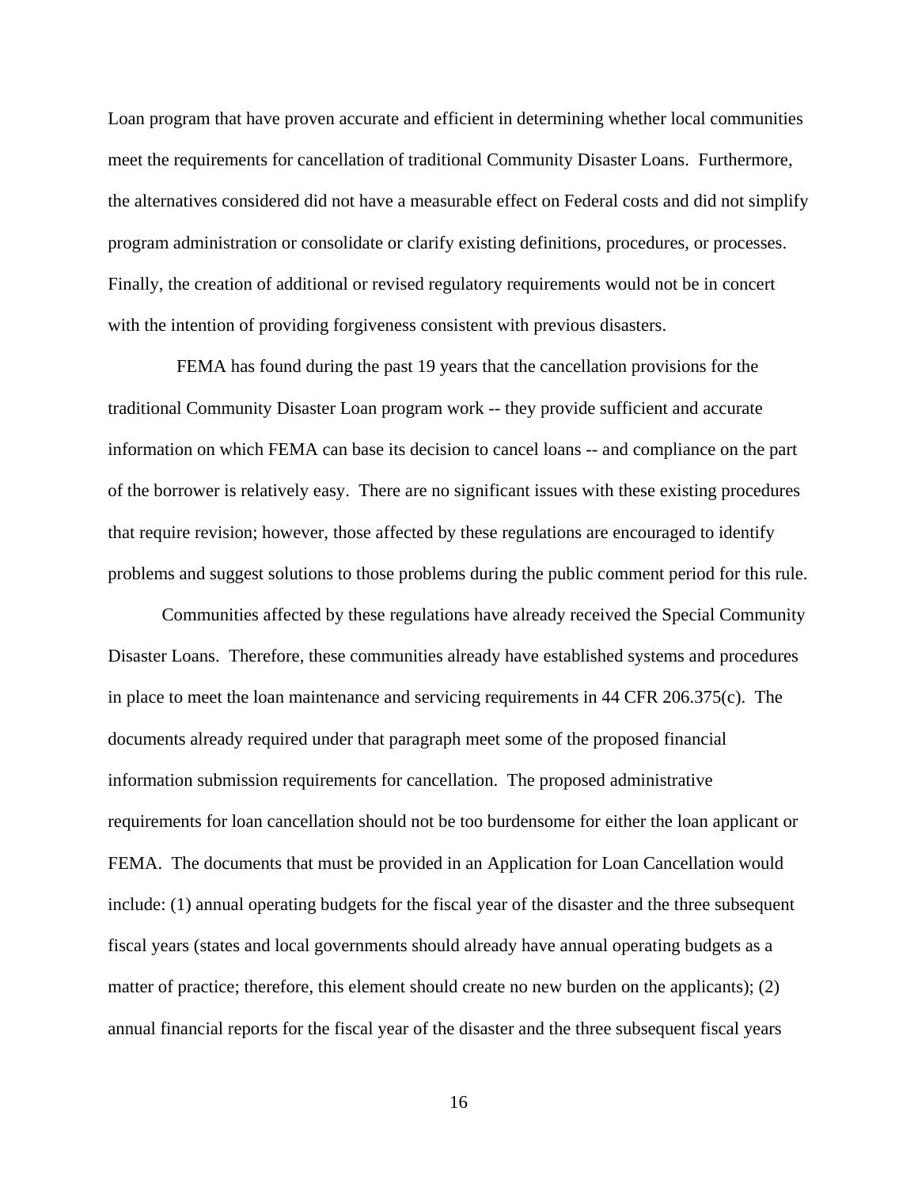Loan program that have proven accurate and efficient in determining whether local communities meet the requirements for cancellation of traditional Community Disaster Loans. Furthermore, the alternatives considered did not have a measurable effect on Federal costs and did not simplify program administration or consolidate or clarify existing definitions, procedures, or processes. Finally, the creation of additional or revised regulatory requirements would not be in concert with the intention of providing forgiveness consistent with previous disasters.

FEMA has found during the past 19 years that the cancellation provisions for the traditional Community Disaster Loan program work -- they provide sufficient and accurate information on which FEMA can base its decision to cancel loans -- and compliance on the part of the borrower is relatively easy. There are no significant issues with these existing procedures that require revision; however, those affected by these regulations are encouraged to identify problems and suggest solutions to those problems during the public comment period for this rule.

Communities affected by these regulations have already received the Special Community Disaster Loans. Therefore, these communities already have established systems and procedures in place to meet the loan maintenance and servicing requirements in 44 CFR 206.375(c). The documents already required under that paragraph meet some of the proposed financial information submission requirements for cancellation. The proposed administrative requirements for loan cancellation should not be too burdensome for either the loan applicant or FEMA. The documents that must be provided in an Application for Loan Cancellation would include: (1) annual operating budgets for the fiscal year of the disaster and the three subsequent fiscal years (states and local governments should already have annual operating budgets as a matter of practice; therefore, this element should create no new burden on the applicants); (2) annual financial reports for the fiscal year of the disaster and the three subsequent fiscal years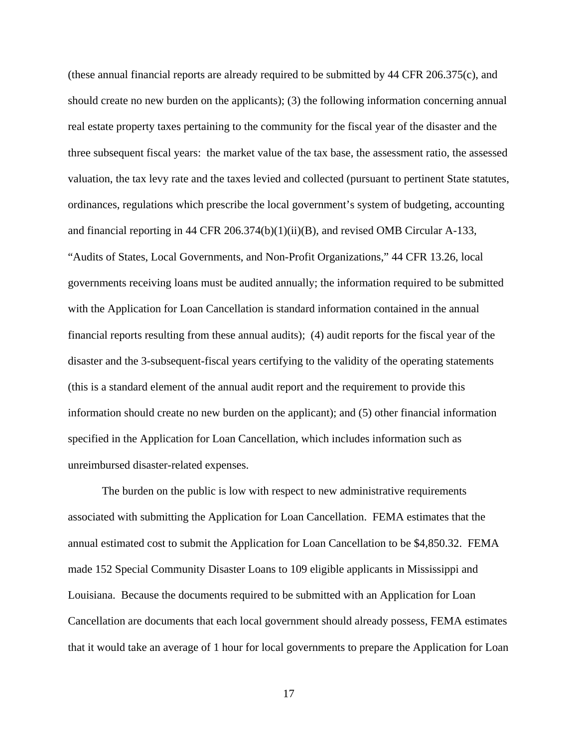(these annual financial reports are already required to be submitted by 44 CFR 206.375(c), and should create no new burden on the applicants); (3) the following information concerning annual real estate property taxes pertaining to the community for the fiscal year of the disaster and the three subsequent fiscal years: the market value of the tax base, the assessment ratio, the assessed valuation, the tax levy rate and the taxes levied and collected (pursuant to pertinent State statutes, ordinances, regulations which prescribe the local government's system of budgeting, accounting and financial reporting in 44 CFR 206.374(b)(1)(ii)(B), and revised OMB Circular A-133, "Audits of States, Local Governments, and Non-Profit Organizations," 44 CFR 13.26, local governments receiving loans must be audited annually; the information required to be submitted with the Application for Loan Cancellation is standard information contained in the annual financial reports resulting from these annual audits); (4) audit reports for the fiscal year of the disaster and the 3-subsequent-fiscal years certifying to the validity of the operating statements (this is a standard element of the annual audit report and the requirement to provide this information should create no new burden on the applicant); and (5) other financial information specified in the Application for Loan Cancellation, which includes information such as unreimbursed disaster-related expenses.

The burden on the public is low with respect to new administrative requirements associated with submitting the Application for Loan Cancellation. FEMA estimates that the annual estimated cost to submit the Application for Loan Cancellation to be $4,850.32. FEMA made 152 Special Community Disaster Loans to 109 eligible applicants in Mississippi and Louisiana. Because the documents required to be submitted with an Application for Loan Cancellation are documents that each local government should already possess, FEMA estimates that it would take an average of 1 hour for local governments to prepare the Application for Loan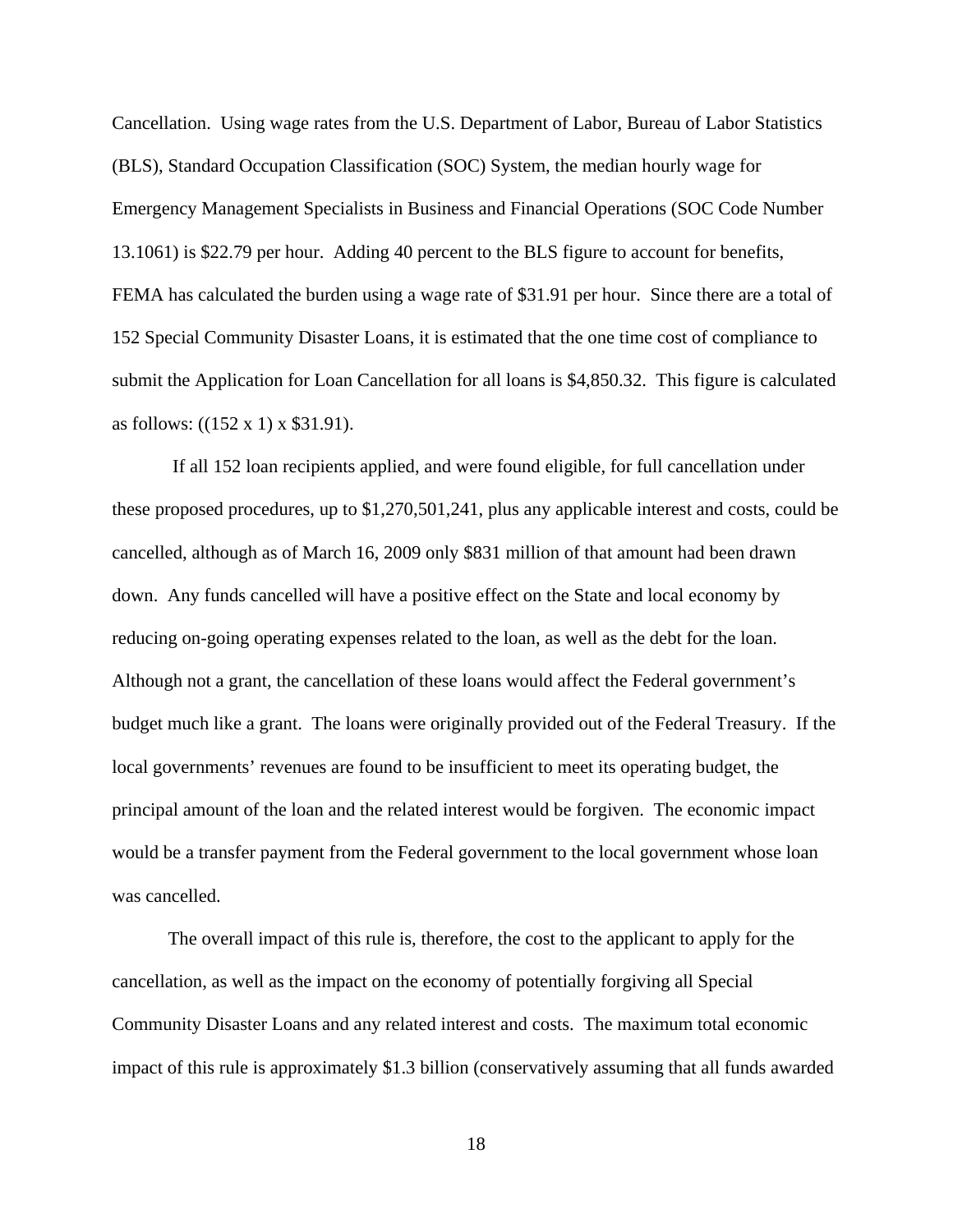Cancellation. Using wage rates from the U.S. Department of Labor, Bureau of Labor Statistics (BLS), Standard Occupation Classification (SOC) System, the median hourly wage for Emergency Management Specialists in Business and Financial Operations (SOC Code Number 13.1061) is $22.79 per hour. Adding 40 percent to the BLS figure to account for benefits, FEMA has calculated the burden using a wage rate of $31.91 per hour. Since there are a total of 152 Special Community Disaster Loans, it is estimated that the one time cost of compliance to submit the Application for Loan Cancellation for all loans is $4,850.32. This figure is calculated as follows: ((152 x 1) x $31.91).

If all 152 loan recipients applied, and were found eligible, for full cancellation under these proposed procedures, up to $1,270,501,241, plus any applicable interest and costs, could be cancelled, although as of March 16, 2009 only $831 million of that amount had been drawn down. Any funds cancelled will have a positive effect on the State and local economy by reducing on-going operating expenses related to the loan, as well as the debt for the loan. Although not a grant, the cancellation of these loans would affect the Federal government's budget much like a grant. The loans were originally provided out of the Federal Treasury. If the local governments' revenues are found to be insufficient to meet its operating budget, the principal amount of the loan and the related interest would be forgiven. The economic impact would be a transfer payment from the Federal government to the local government whose loan was cancelled.

The overall impact of this rule is, therefore, the cost to the applicant to apply for the cancellation, as well as the impact on the economy of potentially forgiving all Special Community Disaster Loans and any related interest and costs. The maximum total economic impact of this rule is approximately $1.3 billion (conservatively assuming that all funds awarded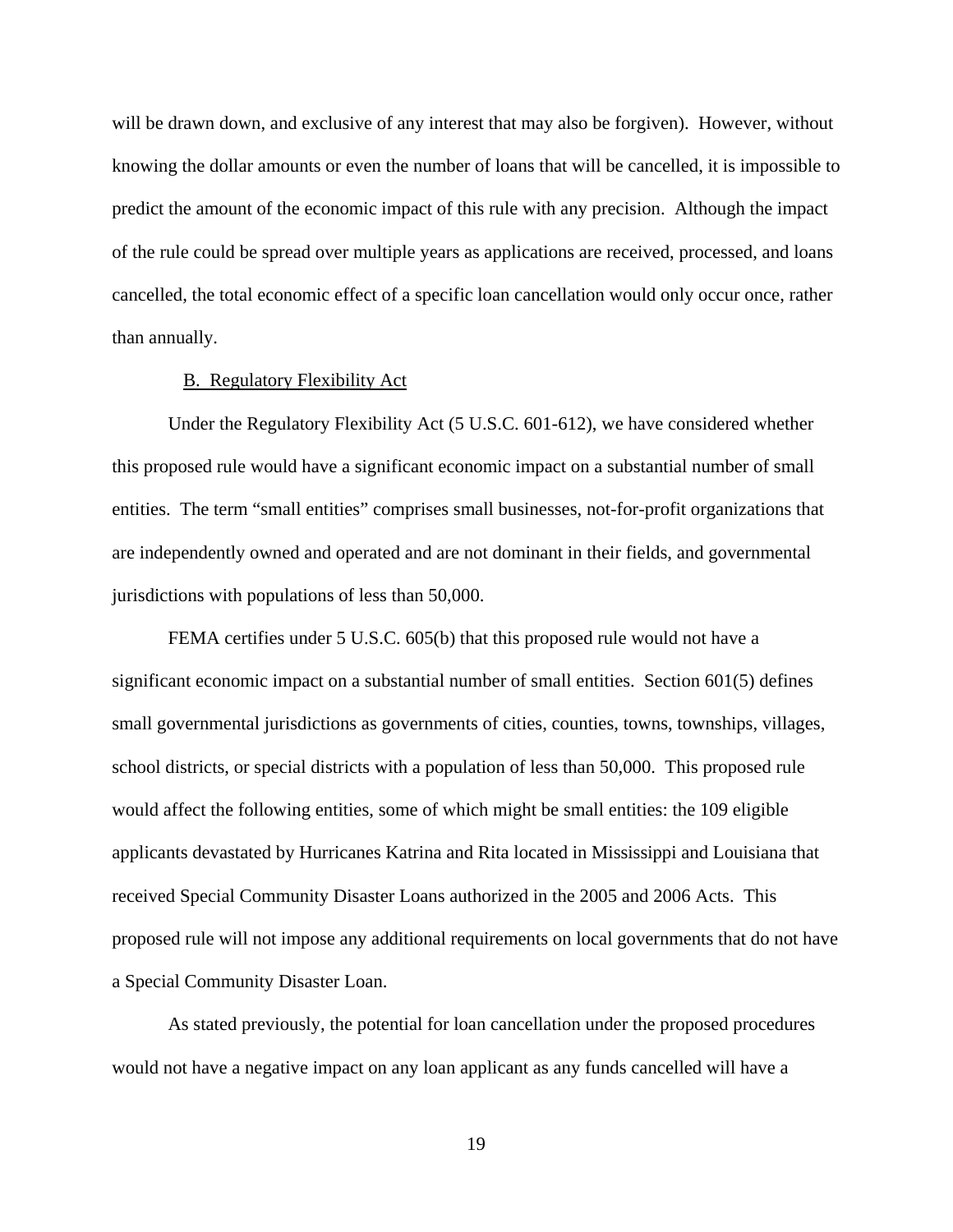will be drawn down, and exclusive of any interest that may also be forgiven). However, without knowing the dollar amounts or even the number of loans that will be cancelled, it is impossible to predict the amount of the economic impact of this rule with any precision. Although the impact of the rule could be spread over multiple years as applications are received, processed, and loans cancelled, the total economic effect of a specific loan cancellation would only occur once, rather than annually.

B. Regulatory Flexibility Act

Under the Regulatory Flexibility Act (5 U.S.C. 601-612), we have considered whether this proposed rule would have a significant economic impact on a substantial number of small entities. The term "small entities" comprises small businesses, not-for-profit organizations that are independently owned and operated and are not dominant in their fields, and governmental jurisdictions with populations of less than 50,000.

FEMA certifies under 5 U.S.C. 605(b) that this proposed rule would not have a significant economic impact on a substantial number of small entities. Section 601(5) defines small governmental jurisdictions as governments of cities, counties, towns, townships, villages, school districts, or special districts with a population of less than 50,000. This proposed rule would affect the following entities, some of which might be small entities: the 109 eligible applicants devastated by Hurricanes Katrina and Rita located in Mississippi and Louisiana that received Special Community Disaster Loans authorized in the 2005 and 2006 Acts. This proposed rule will not impose any additional requirements on local governments that do not have a Special Community Disaster Loan.

As stated previously, the potential for loan cancellation under the proposed procedures would not have a negative impact on any loan applicant as any funds cancelled will have a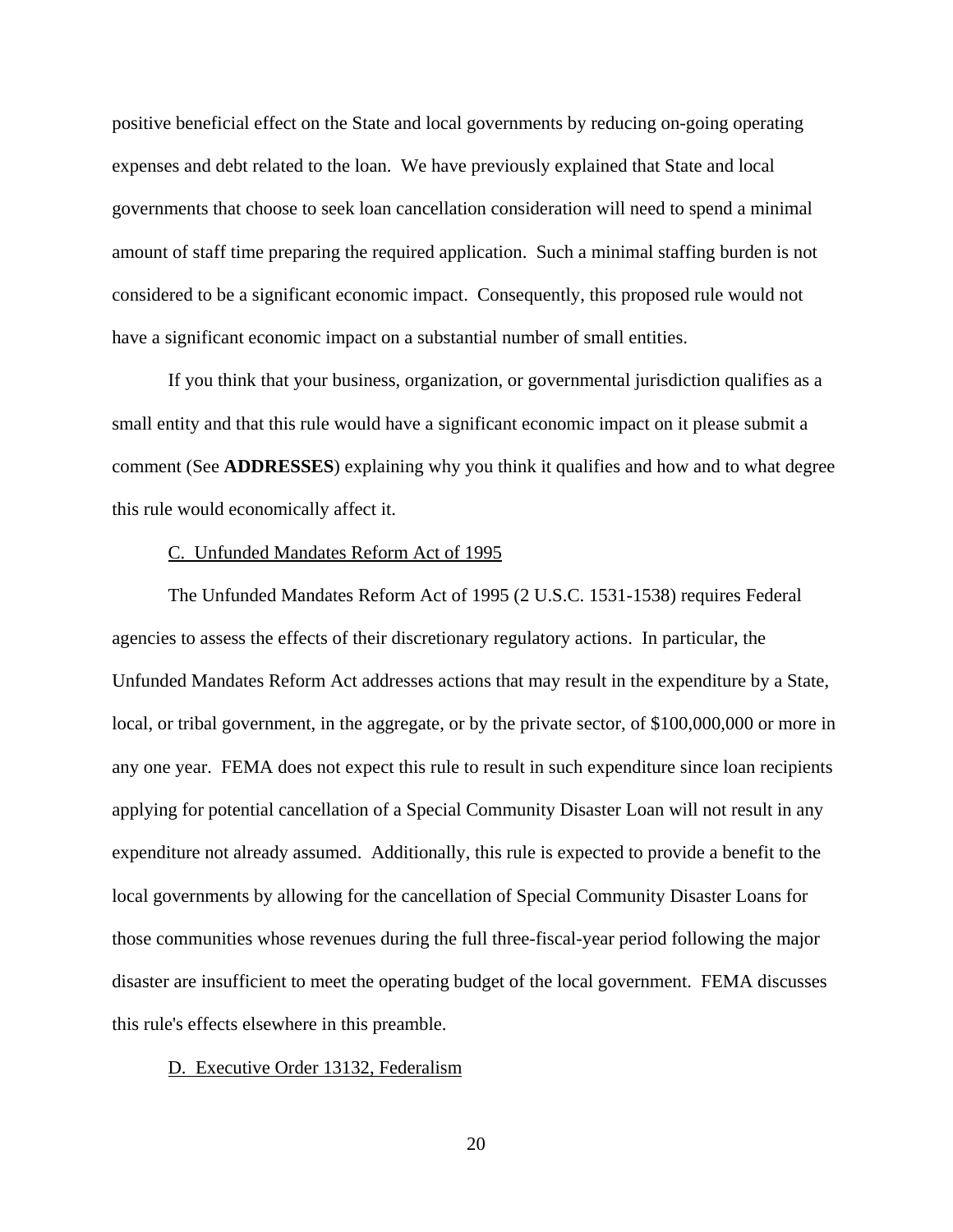positive beneficial effect on the State and local governments by reducing on-going operating expenses and debt related to the loan. We have previously explained that State and local governments that choose to seek loan cancellation consideration will need to spend a minimal amount of staff time preparing the required application. Such a minimal staffing burden is not considered to be a significant economic impact. Consequently, this proposed rule would not have a significant economic impact on a substantial number of small entities.

If you think that your business, organization, or governmental jurisdiction qualifies as a small entity and that this rule would have a significant economic impact on it please submit a comment (See **ADDRESSES**) explaining why you think it qualifies and how and to what degree this rule would economically affect it.

C. Unfunded Mandates Reform Act of 1995

The Unfunded Mandates Reform Act of 1995 (2 U.S.C. 1531-1538) requires Federal agencies to assess the effects of their discretionary regulatory actions. In particular, the Unfunded Mandates Reform Act addresses actions that may result in the expenditure by a State, local, or tribal government, in the aggregate, or by the private sector, of $100,000,000 or more in any one year. FEMA does not expect this rule to result in such expenditure since loan recipients applying for potential cancellation of a Special Community Disaster Loan will not result in any expenditure not already assumed. Additionally, this rule is expected to provide a benefit to the local governments by allowing for the cancellation of Special Community Disaster Loans for those communities whose revenues during the full three-fiscal-year period following the major disaster are insufficient to meet the operating budget of the local government. FEMA discusses this rule's effects elsewhere in this preamble.

D. Executive Order 13132, Federalism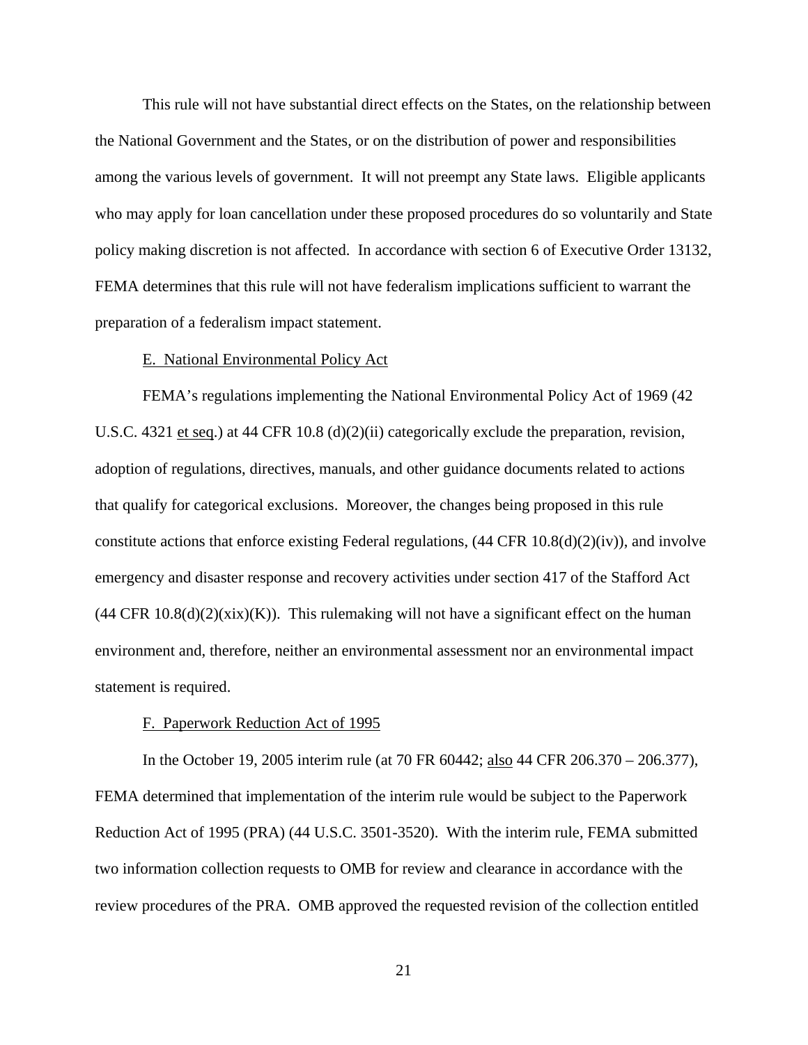This rule will not have substantial direct effects on the States, on the relationship between the National Government and the States, or on the distribution of power and responsibilities among the various levels of government. It will not preempt any State laws. Eligible applicants who may apply for loan cancellation under these proposed procedures do so voluntarily and State policy making discretion is not affected. In accordance with section 6 of Executive Order 13132, FEMA determines that this rule will not have federalism implications sufficient to warrant the preparation of a federalism impact statement.

E. National Environmental Policy Act

FEMA's regulations implementing the National Environmental Policy Act of 1969 (42 U.S.C. 4321 et seq.) at 44 CFR 10.8 (d)(2)(ii) categorically exclude the preparation, revision, adoption of regulations, directives, manuals, and other guidance documents related to actions that qualify for categorical exclusions. Moreover, the changes being proposed in this rule constitute actions that enforce existing Federal regulations, (44 CFR 10.8(d)(2)(iv)), and involve emergency and disaster response and recovery activities under section 417 of the Stafford Act (44 CFR 10.8(d)(2)(xix)(K)). This rulemaking will not have a significant effect on the human environment and, therefore, neither an environmental assessment nor an environmental impact statement is required.

F. Paperwork Reduction Act of 1995

In the October 19, 2005 interim rule (at 70 FR 60442; also 44 CFR 206.370 – 206.377), FEMA determined that implementation of the interim rule would be subject to the Paperwork Reduction Act of 1995 (PRA) (44 U.S.C. 3501-3520). With the interim rule, FEMA submitted two information collection requests to OMB for review and clearance in accordance with the review procedures of the PRA. OMB approved the requested revision of the collection entitled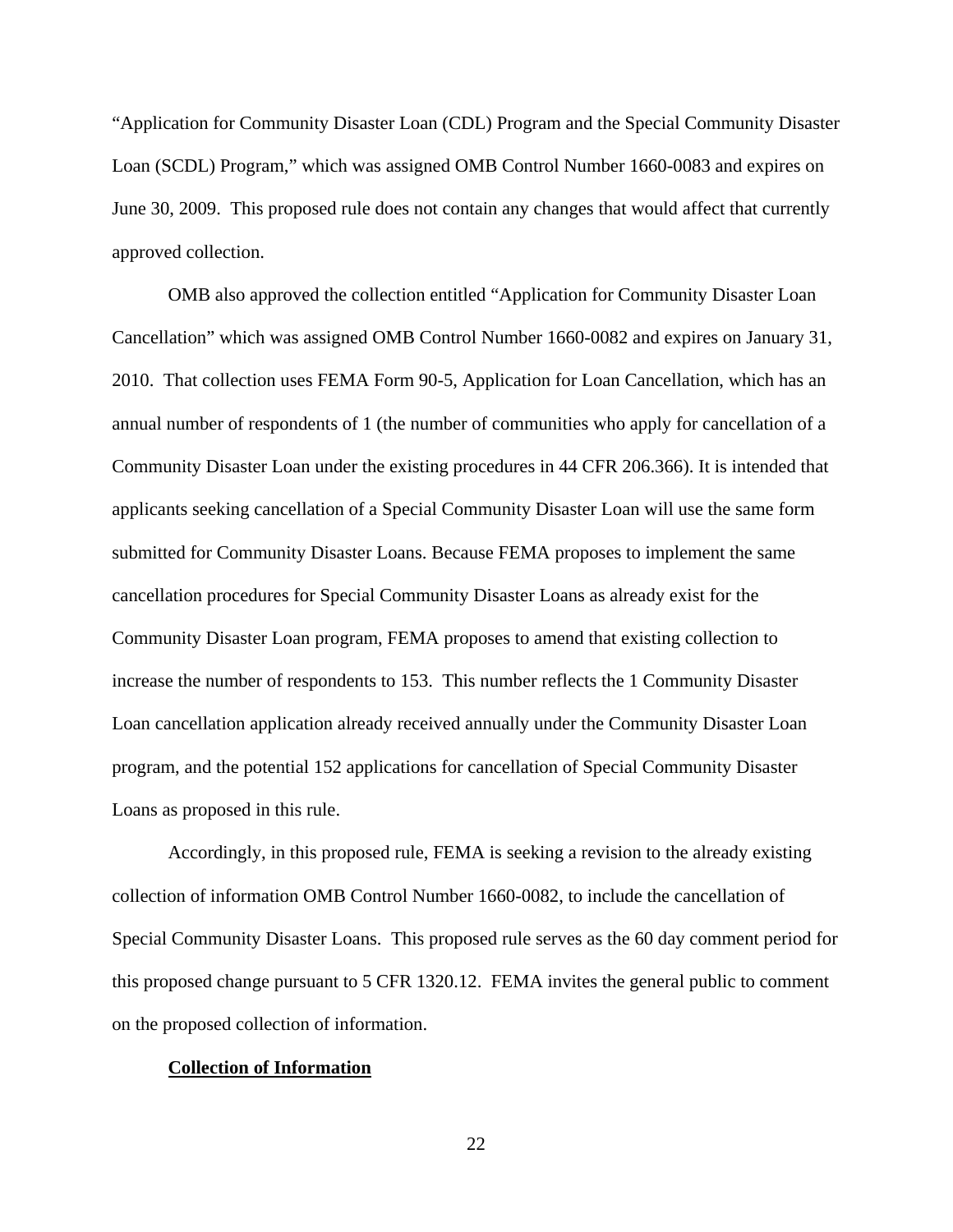"Application for Community Disaster Loan (CDL) Program and the Special Community Disaster Loan (SCDL) Program," which was assigned OMB Control Number 1660-0083 and expires on June 30, 2009. This proposed rule does not contain any changes that would affect that currently approved collection.

OMB also approved the collection entitled "Application for Community Disaster Loan Cancellation" which was assigned OMB Control Number 1660-0082 and expires on January 31, 2010. That collection uses FEMA Form 90-5, Application for Loan Cancellation, which has an annual number of respondents of 1 (the number of communities who apply for cancellation of a Community Disaster Loan under the existing procedures in 44 CFR 206.366). It is intended that applicants seeking cancellation of a Special Community Disaster Loan will use the same form submitted for Community Disaster Loans. Because FEMA proposes to implement the same cancellation procedures for Special Community Disaster Loans as already exist for the Community Disaster Loan program, FEMA proposes to amend that existing collection to increase the number of respondents to 153. This number reflects the 1 Community Disaster Loan cancellation application already received annually under the Community Disaster Loan program, and the potential 152 applications for cancellation of Special Community Disaster Loans as proposed in this rule.

Accordingly, in this proposed rule, FEMA is seeking a revision to the already existing collection of information OMB Control Number 1660-0082, to include the cancellation of Special Community Disaster Loans. This proposed rule serves as the 60 day comment period for this proposed change pursuant to 5 CFR 1320.12. FEMA invites the general public to comment on the proposed collection of information.

**Collection of Information**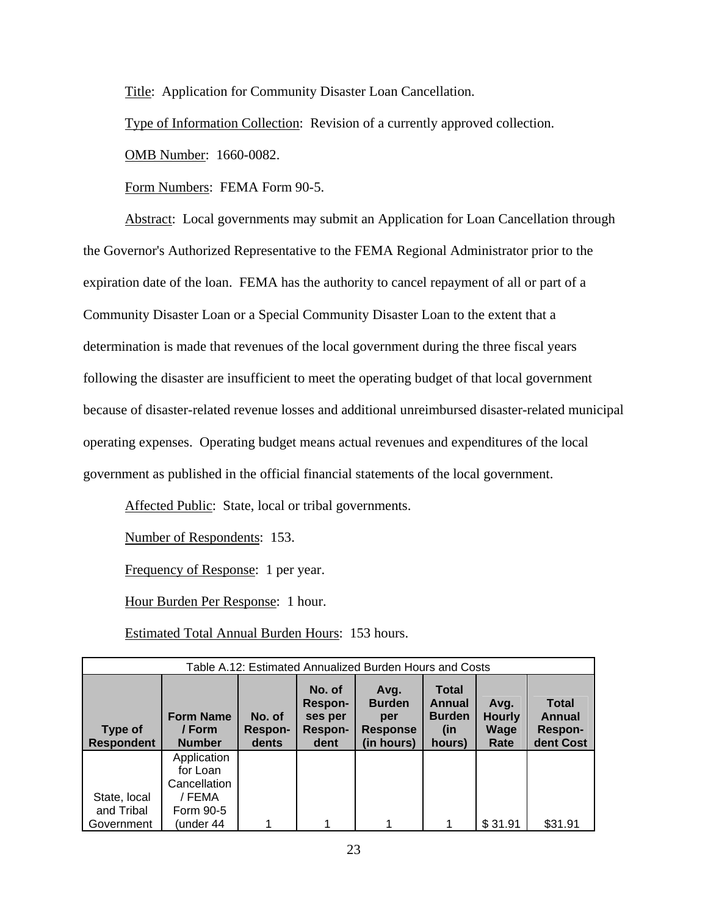Title: Application for Community Disaster Loan Cancellation.

Type of Information Collection: Revision of a currently approved collection.

OMB Number: 1660-0082.

Form Numbers: FEMA Form 90-5.

Abstract: Local governments may submit an Application for Loan Cancellation through the Governor's Authorized Representative to the FEMA Regional Administrator prior to the expiration date of the loan. FEMA has the authority to cancel repayment of all or part of a Community Disaster Loan or a Special Community Disaster Loan to the extent that a determination is made that revenues of the local government during the three fiscal years following the disaster are insufficient to meet the operating budget of that local government because of disaster-related revenue losses and additional unreimbursed disaster-related municipal operating expenses. Operating budget means actual revenues and expenditures of the local government as published in the official financial statements of the local government.

Affected Public: State, local or tribal governments.

Number of Respondents: 153.

Frequency of Response: 1 per year.

Hour Burden Per Response: 1 hour.

Estimated Total Annual Burden Hours: 153 hours.

Table A.12: Estimated Annualized Burden Hours and Costs

| Type of Respondent | Form Name / Form Number | No. of Respon-dents | No. of Respon-ses per Respon-dent | Avg. Burden per Response (in hours) | Total Annual Burden (in hours) | Avg. Hourly Wage Rate | Total Annual Respon-dent Cost |
|---|---|---|---|---|---|---|---|
| State, local and Tribal Government | Application for Loan Cancellation / FEMA Form 90-5 (under 44 | 1 | 1 | 1 | 1 | $ 31.91 | $31.91 |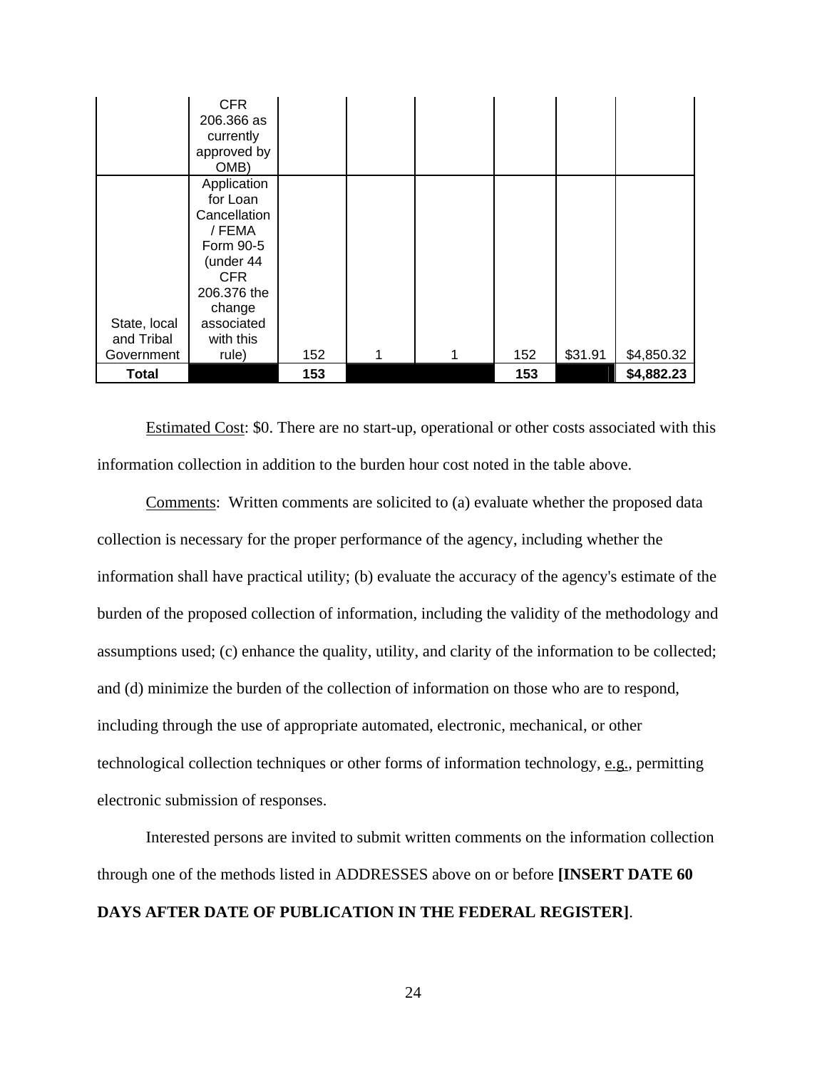| | | | | | | | |
|---|---|---|---|---|---|---|---|
| | CFR 206.366 as currently approved by OMB) | | | | | | |
| State, local and Tribal Government | Application for Loan Cancellation / FEMA Form 90-5 (under 44 CFR 206.376 the change associated with this rule) | 152 | 1 | 1 | 152 | $31.91 | $4,850.32 |
| **Total** | | **153** | | | **153** | | **$4,882.23** |

Estimated Cost: $0. There are no start-up, operational or other costs associated with this information collection in addition to the burden hour cost noted in the table above.

Comments: Written comments are solicited to (a) evaluate whether the proposed data collection is necessary for the proper performance of the agency, including whether the information shall have practical utility; (b) evaluate the accuracy of the agency's estimate of the burden of the proposed collection of information, including the validity of the methodology and assumptions used; (c) enhance the quality, utility, and clarity of the information to be collected; and (d) minimize the burden of the collection of information on those who are to respond, including through the use of appropriate automated, electronic, mechanical, or other technological collection techniques or other forms of information technology, e.g., permitting electronic submission of responses.

Interested persons are invited to submit written comments on the information collection through one of the methods listed in ADDRESSES above on or before **[INSERT DATE 60 DAYS AFTER DATE OF PUBLICATION IN THE FEDERAL REGISTER]**.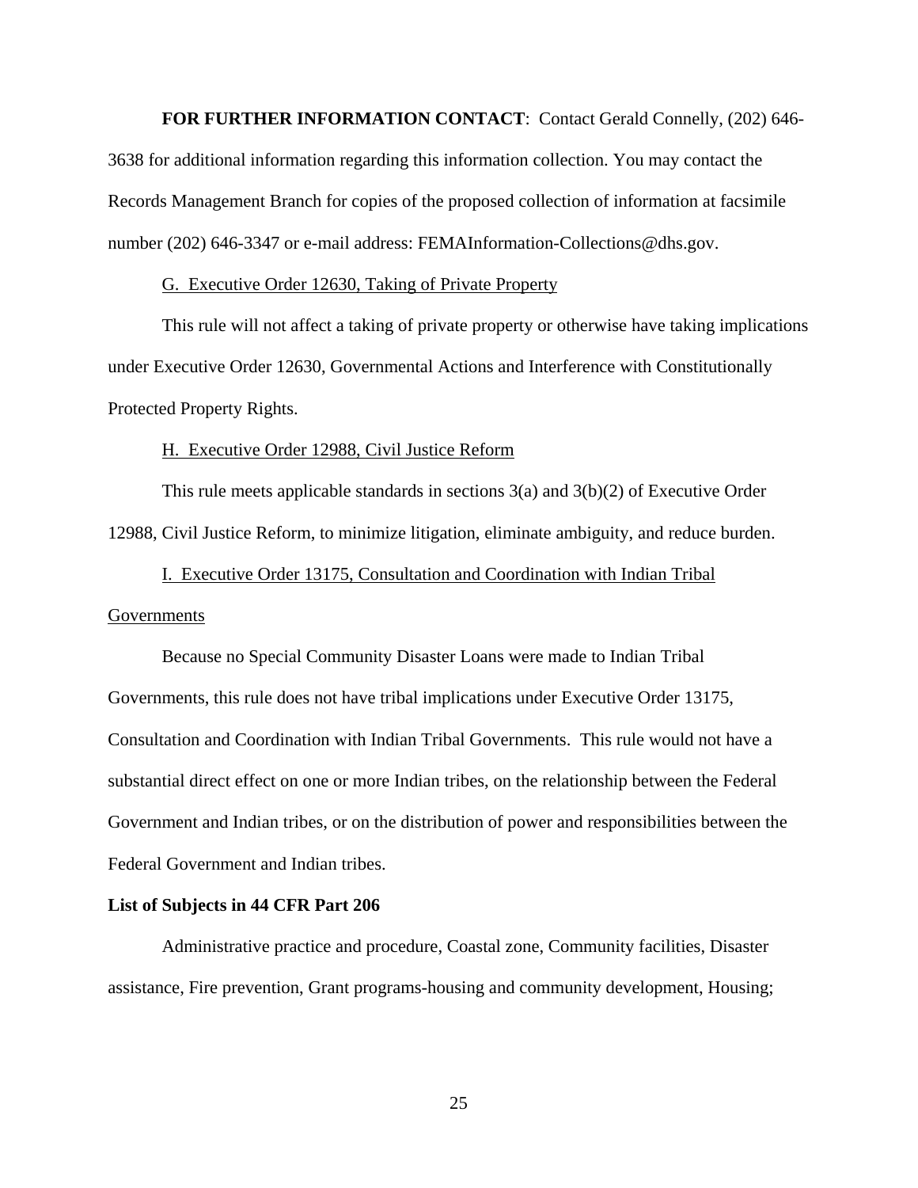**FOR FURTHER INFORMATION CONTACT**: Contact Gerald Connelly, (202) 646-3638 for additional information regarding this information collection. You may contact the Records Management Branch for copies of the proposed collection of information at facsimile number (202) 646-3347 or e-mail address: FEMAInformation-Collections@dhs.gov.

G. Executive Order 12630, Taking of Private Property

This rule will not affect a taking of private property or otherwise have taking implications under Executive Order 12630, Governmental Actions and Interference with Constitutionally Protected Property Rights.

H. Executive Order 12988, Civil Justice Reform

This rule meets applicable standards in sections 3(a) and 3(b)(2) of Executive Order 12988, Civil Justice Reform, to minimize litigation, eliminate ambiguity, and reduce burden.

I. Executive Order 13175, Consultation and Coordination with Indian Tribal Governments

Because no Special Community Disaster Loans were made to Indian Tribal Governments, this rule does not have tribal implications under Executive Order 13175, Consultation and Coordination with Indian Tribal Governments. This rule would not have a substantial direct effect on one or more Indian tribes, on the relationship between the Federal Government and Indian tribes, or on the distribution of power and responsibilities between the Federal Government and Indian tribes.

**List of Subjects in 44 CFR Part 206**

Administrative practice and procedure, Coastal zone, Community facilities, Disaster assistance, Fire prevention, Grant programs-housing and community development, Housing;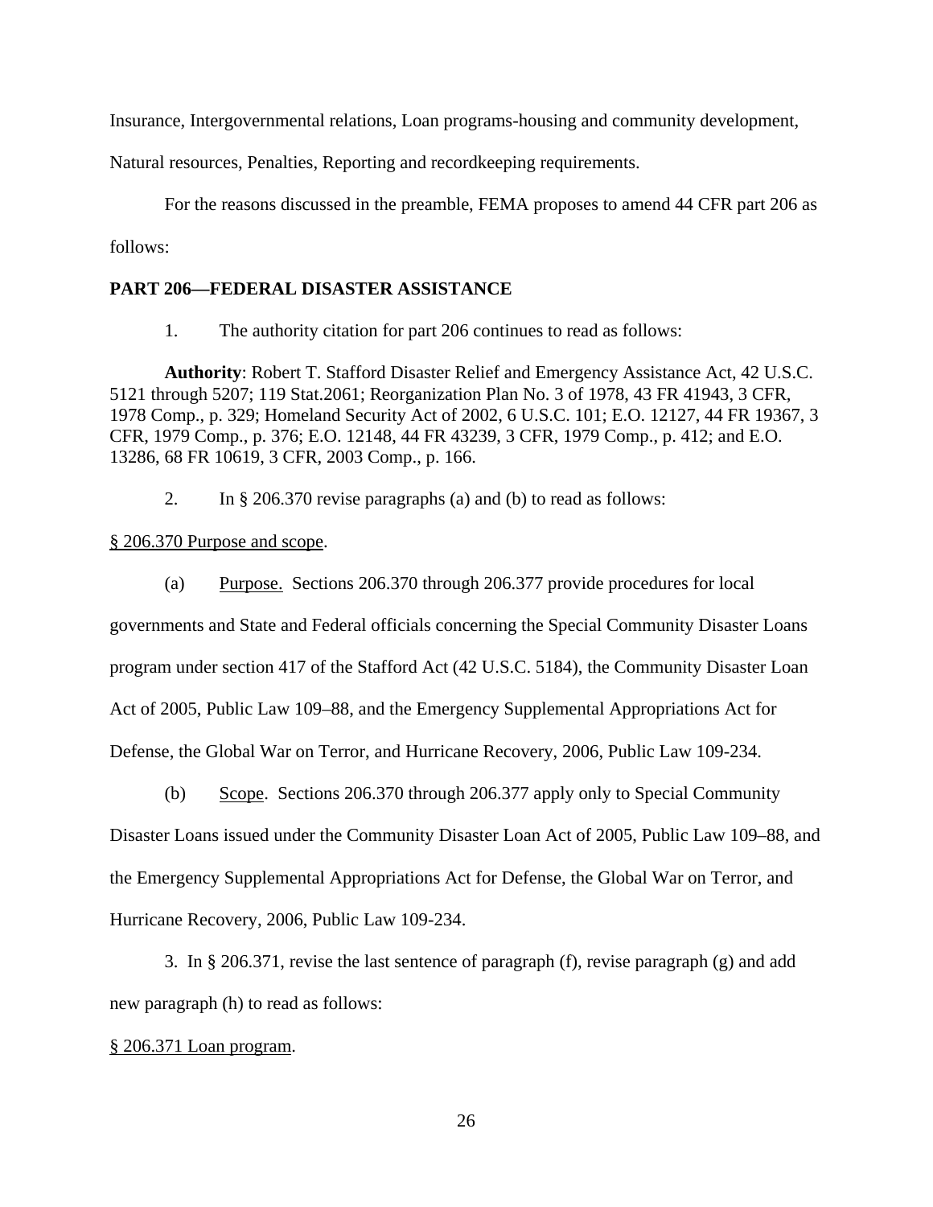Insurance, Intergovernmental relations, Loan programs-housing and community development, Natural resources, Penalties, Reporting and recordkeeping requirements.

For the reasons discussed in the preamble, FEMA proposes to amend 44 CFR part 206 as follows:

**PART 206—FEDERAL DISASTER ASSISTANCE**

1. The authority citation for part 206 continues to read as follows:

**Authority**: Robert T. Stafford Disaster Relief and Emergency Assistance Act, 42 U.S.C. 5121 through 5207; 119 Stat.2061; Reorganization Plan No. 3 of 1978, 43 FR 41943, 3 CFR, 1978 Comp., p. 329; Homeland Security Act of 2002, 6 U.S.C. 101; E.O. 12127, 44 FR 19367, 3 CFR, 1979 Comp., p. 376; E.O. 12148, 44 FR 43239, 3 CFR, 1979 Comp., p. 412; and E.O. 13286, 68 FR 10619, 3 CFR, 2003 Comp., p. 166.

2. In § 206.370 revise paragraphs (a) and (b) to read as follows:

§ 206.370 Purpose and scope.

(a) Purpose. Sections 206.370 through 206.377 provide procedures for local governments and State and Federal officials concerning the Special Community Disaster Loans program under section 417 of the Stafford Act (42 U.S.C. 5184), the Community Disaster Loan Act of 2005, Public Law 109–88, and the Emergency Supplemental Appropriations Act for Defense, the Global War on Terror, and Hurricane Recovery, 2006, Public Law 109-234.

(b) Scope. Sections 206.370 through 206.377 apply only to Special Community Disaster Loans issued under the Community Disaster Loan Act of 2005, Public Law 109–88, and the Emergency Supplemental Appropriations Act for Defense, the Global War on Terror, and Hurricane Recovery, 2006, Public Law 109-234.

3. In § 206.371, revise the last sentence of paragraph (f), revise paragraph (g) and add new paragraph (h) to read as follows:

§ 206.371 Loan program.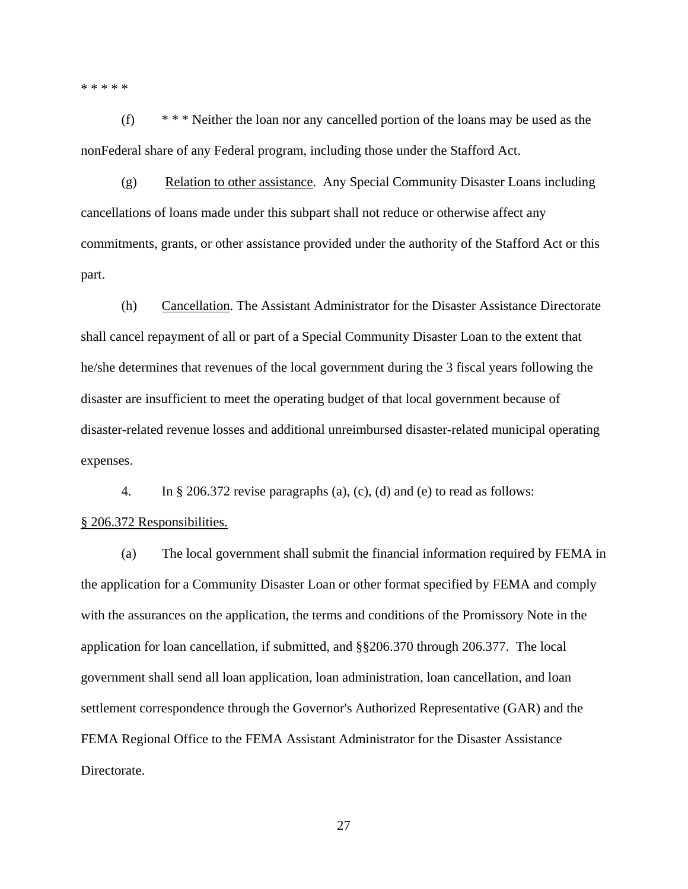* * * * *

(f) * * * Neither the loan nor any cancelled portion of the loans may be used as the nonFederal share of any Federal program, including those under the Stafford Act.

(g) Relation to other assistance. Any Special Community Disaster Loans including cancellations of loans made under this subpart shall not reduce or otherwise affect any commitments, grants, or other assistance provided under the authority of the Stafford Act or this part.

(h) Cancellation. The Assistant Administrator for the Disaster Assistance Directorate shall cancel repayment of all or part of a Special Community Disaster Loan to the extent that he/she determines that revenues of the local government during the 3 fiscal years following the disaster are insufficient to meet the operating budget of that local government because of disaster-related revenue losses and additional unreimbursed disaster-related municipal operating expenses.

4. In § 206.372 revise paragraphs (a), (c), (d) and (e) to read as follows:

§ 206.372 Responsibilities.

(a) The local government shall submit the financial information required by FEMA in the application for a Community Disaster Loan or other format specified by FEMA and comply with the assurances on the application, the terms and conditions of the Promissory Note in the application for loan cancellation, if submitted, and §§206.370 through 206.377. The local government shall send all loan application, loan administration, loan cancellation, and loan settlement correspondence through the Governor's Authorized Representative (GAR) and the FEMA Regional Office to the FEMA Assistant Administrator for the Disaster Assistance Directorate.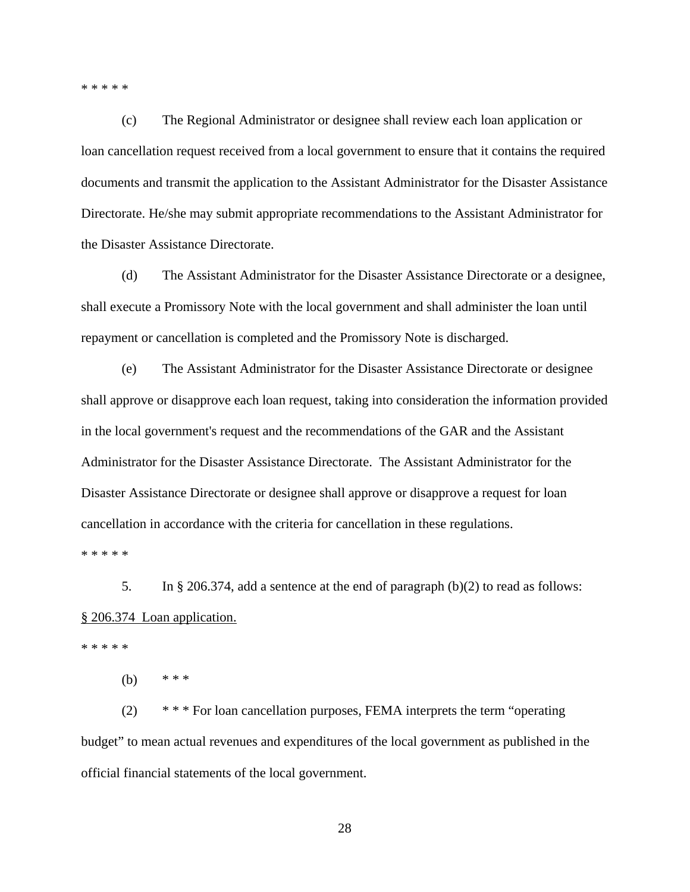* * * * *

(c) The Regional Administrator or designee shall review each loan application or loan cancellation request received from a local government to ensure that it contains the required documents and transmit the application to the Assistant Administrator for the Disaster Assistance Directorate. He/she may submit appropriate recommendations to the Assistant Administrator for the Disaster Assistance Directorate.

(d) The Assistant Administrator for the Disaster Assistance Directorate or a designee, shall execute a Promissory Note with the local government and shall administer the loan until repayment or cancellation is completed and the Promissory Note is discharged.

(e) The Assistant Administrator for the Disaster Assistance Directorate or designee shall approve or disapprove each loan request, taking into consideration the information provided in the local government's request and the recommendations of the GAR and the Assistant Administrator for the Disaster Assistance Directorate. The Assistant Administrator for the Disaster Assistance Directorate or designee shall approve or disapprove a request for loan cancellation in accordance with the criteria for cancellation in these regulations.

* * * * *

5. In § 206.374, add a sentence at the end of paragraph (b)(2) to read as follows:

§ 206.374 Loan application.

* * * * *

(b) * * *

(2) * * * For loan cancellation purposes, FEMA interprets the term "operating budget" to mean actual revenues and expenditures of the local government as published in the official financial statements of the local government.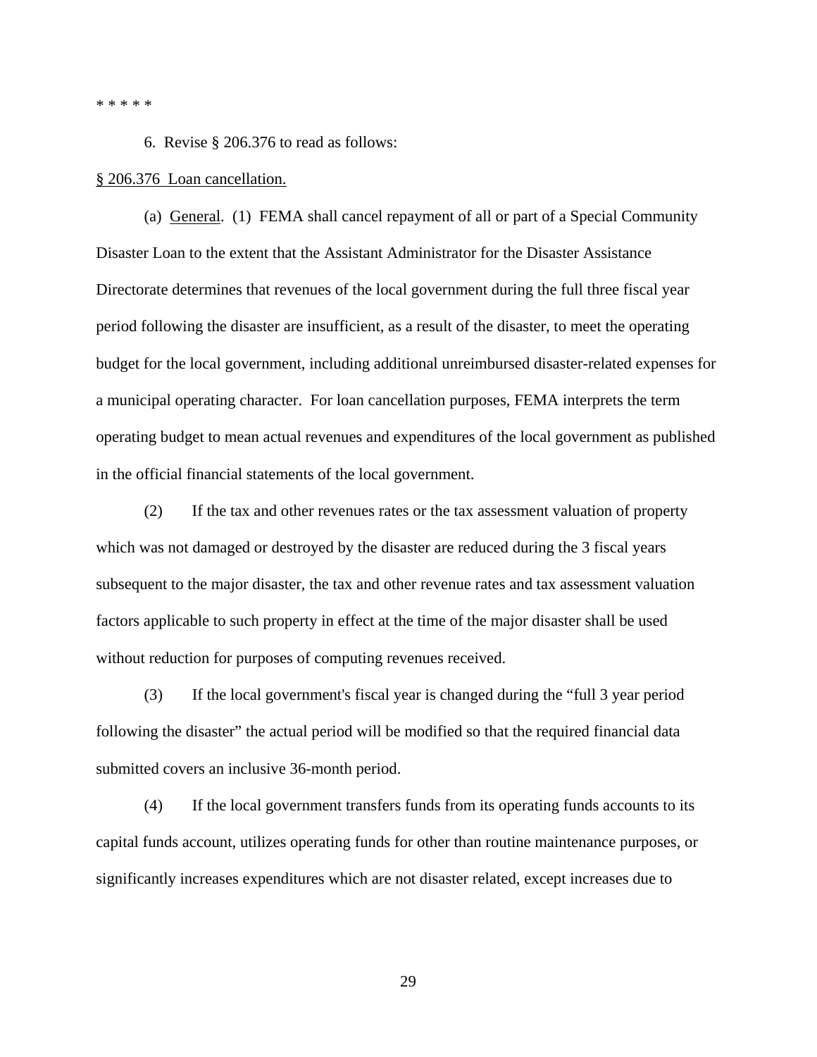* * * * *

6. Revise § 206.376 to read as follows:

§ 206.376 Loan cancellation.

(a) General. (1) FEMA shall cancel repayment of all or part of a Special Community Disaster Loan to the extent that the Assistant Administrator for the Disaster Assistance Directorate determines that revenues of the local government during the full three fiscal year period following the disaster are insufficient, as a result of the disaster, to meet the operating budget for the local government, including additional unreimbursed disaster-related expenses for a municipal operating character. For loan cancellation purposes, FEMA interprets the term operating budget to mean actual revenues and expenditures of the local government as published in the official financial statements of the local government.

(2) If the tax and other revenues rates or the tax assessment valuation of property which was not damaged or destroyed by the disaster are reduced during the 3 fiscal years subsequent to the major disaster, the tax and other revenue rates and tax assessment valuation factors applicable to such property in effect at the time of the major disaster shall be used without reduction for purposes of computing revenues received.

(3) If the local government's fiscal year is changed during the "full 3 year period following the disaster" the actual period will be modified so that the required financial data submitted covers an inclusive 36-month period.

(4) If the local government transfers funds from its operating funds accounts to its capital funds account, utilizes operating funds for other than routine maintenance purposes, or significantly increases expenditures which are not disaster related, except increases due to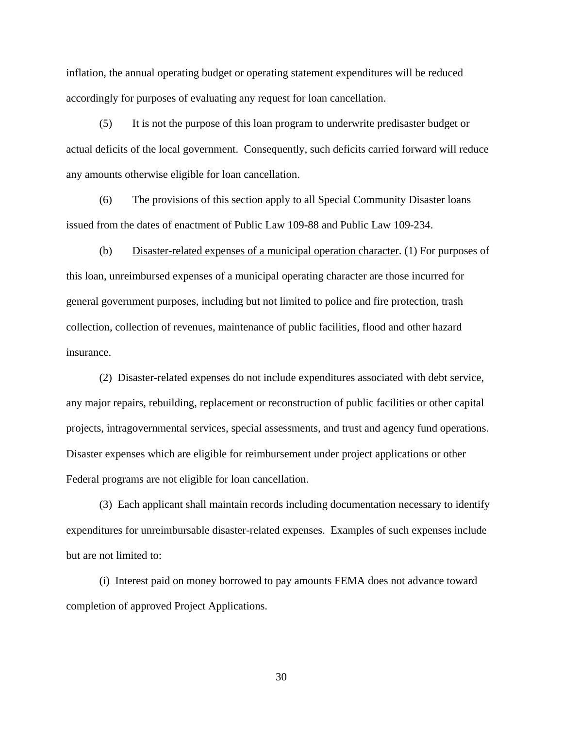inflation, the annual operating budget or operating statement expenditures will be reduced accordingly for purposes of evaluating any request for loan cancellation.

(5) It is not the purpose of this loan program to underwrite predisaster budget or actual deficits of the local government. Consequently, such deficits carried forward will reduce any amounts otherwise eligible for loan cancellation.

(6) The provisions of this section apply to all Special Community Disaster loans issued from the dates of enactment of Public Law 109-88 and Public Law 109-234.

(b) <u>Disaster-related expenses of a municipal operation character</u>. (1) For purposes of this loan, unreimbursed expenses of a municipal operating character are those incurred for general government purposes, including but not limited to police and fire protection, trash collection, collection of revenues, maintenance of public facilities, flood and other hazard insurance.

(2) Disaster-related expenses do not include expenditures associated with debt service, any major repairs, rebuilding, replacement or reconstruction of public facilities or other capital projects, intragovernmental services, special assessments, and trust and agency fund operations. Disaster expenses which are eligible for reimbursement under project applications or other Federal programs are not eligible for loan cancellation.

(3) Each applicant shall maintain records including documentation necessary to identify expenditures for unreimbursable disaster-related expenses. Examples of such expenses include but are not limited to:

(i) Interest paid on money borrowed to pay amounts FEMA does not advance toward completion of approved Project Applications.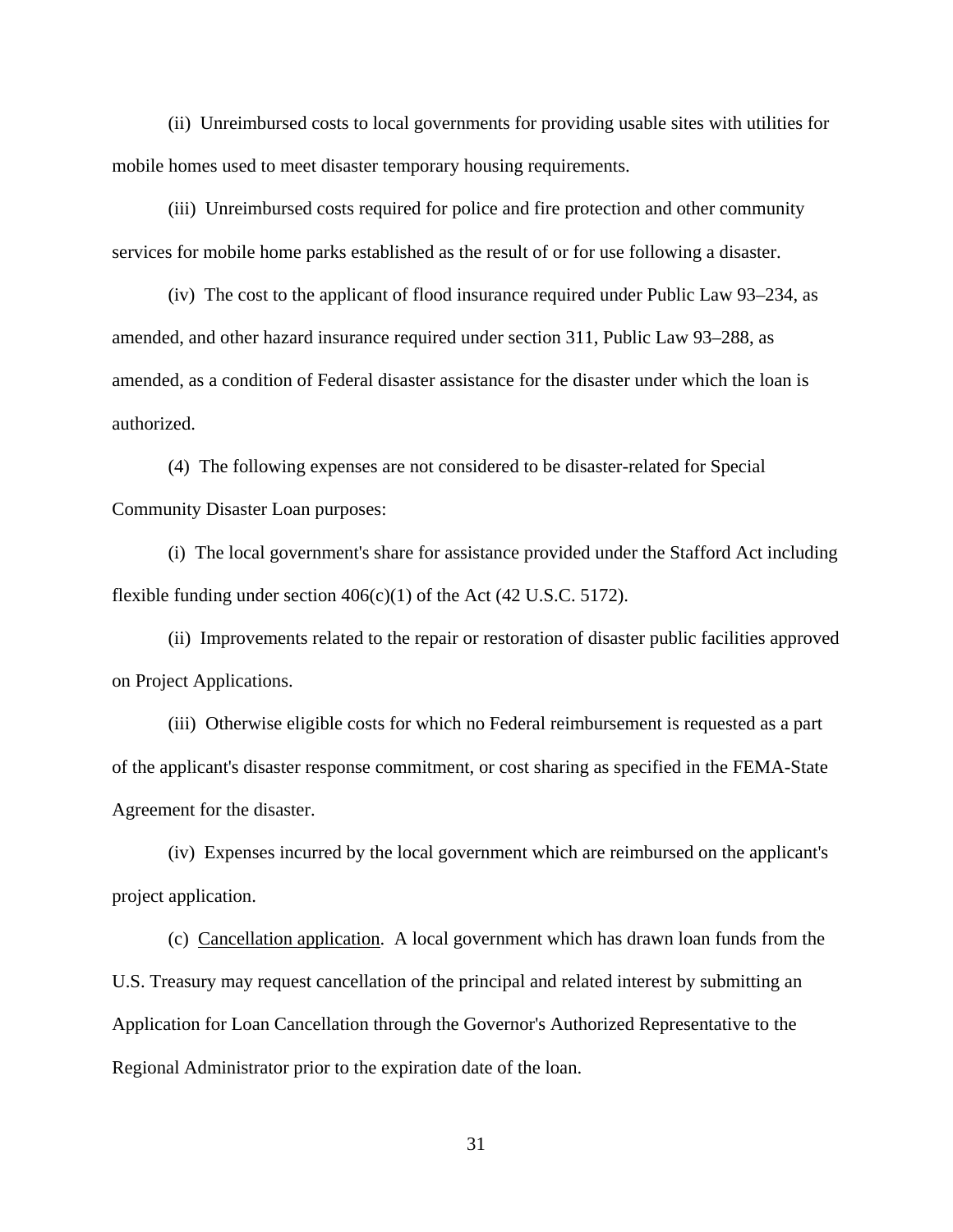(ii) Unreimbursed costs to local governments for providing usable sites with utilities for mobile homes used to meet disaster temporary housing requirements.

(iii) Unreimbursed costs required for police and fire protection and other community services for mobile home parks established as the result of or for use following a disaster.

(iv) The cost to the applicant of flood insurance required under Public Law 93–234, as amended, and other hazard insurance required under section 311, Public Law 93–288, as amended, as a condition of Federal disaster assistance for the disaster under which the loan is authorized.

(4) The following expenses are not considered to be disaster-related for Special Community Disaster Loan purposes:

(i) The local government's share for assistance provided under the Stafford Act including flexible funding under section 406(c)(1) of the Act (42 U.S.C. 5172).

(ii) Improvements related to the repair or restoration of disaster public facilities approved on Project Applications.

(iii) Otherwise eligible costs for which no Federal reimbursement is requested as a part of the applicant's disaster response commitment, or cost sharing as specified in the FEMA-State Agreement for the disaster.

(iv) Expenses incurred by the local government which are reimbursed on the applicant's project application.

(c) Cancellation application. A local government which has drawn loan funds from the U.S. Treasury may request cancellation of the principal and related interest by submitting an Application for Loan Cancellation through the Governor's Authorized Representative to the Regional Administrator prior to the expiration date of the loan.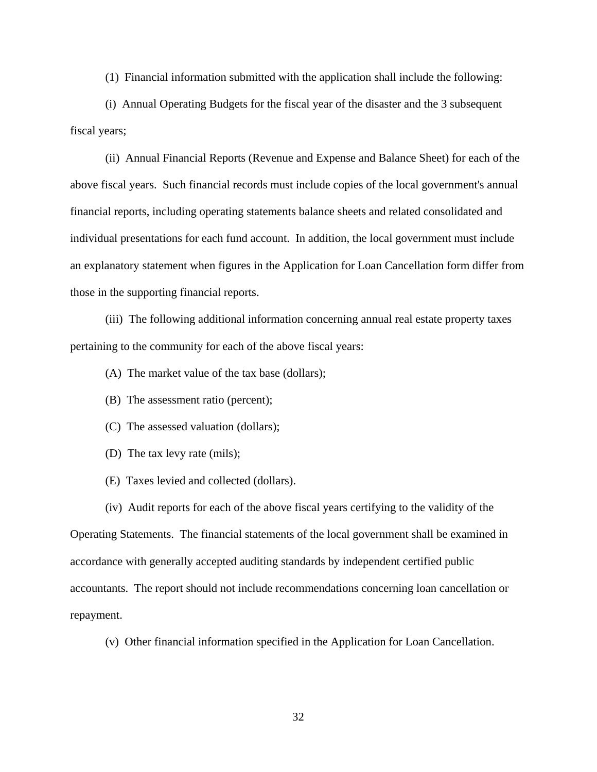(1) Financial information submitted with the application shall include the following:

(i) Annual Operating Budgets for the fiscal year of the disaster and the 3 subsequent fiscal years;

(ii) Annual Financial Reports (Revenue and Expense and Balance Sheet) for each of the above fiscal years. Such financial records must include copies of the local government's annual financial reports, including operating statements balance sheets and related consolidated and individual presentations for each fund account. In addition, the local government must include an explanatory statement when figures in the Application for Loan Cancellation form differ from those in the supporting financial reports.

(iii) The following additional information concerning annual real estate property taxes pertaining to the community for each of the above fiscal years:

(A) The market value of the tax base (dollars);

(B) The assessment ratio (percent);

(C) The assessed valuation (dollars);

(D) The tax levy rate (mils);

(E) Taxes levied and collected (dollars).

(iv) Audit reports for each of the above fiscal years certifying to the validity of the Operating Statements. The financial statements of the local government shall be examined in accordance with generally accepted auditing standards by independent certified public accountants. The report should not include recommendations concerning loan cancellation or repayment.

(v) Other financial information specified in the Application for Loan Cancellation.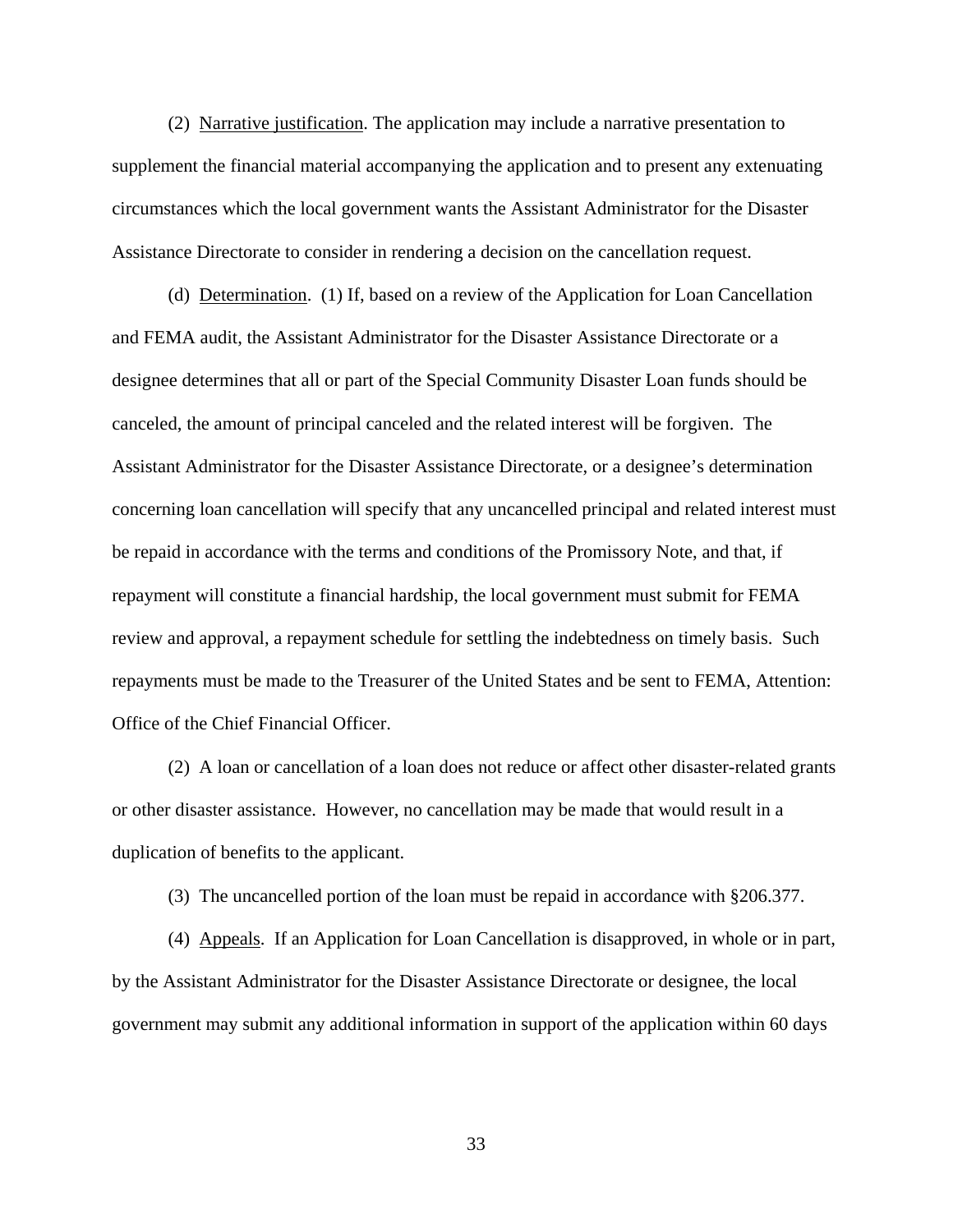(2) Narrative justification. The application may include a narrative presentation to supplement the financial material accompanying the application and to present any extenuating circumstances which the local government wants the Assistant Administrator for the Disaster Assistance Directorate to consider in rendering a decision on the cancellation request.

(d) Determination. (1) If, based on a review of the Application for Loan Cancellation and FEMA audit, the Assistant Administrator for the Disaster Assistance Directorate or a designee determines that all or part of the Special Community Disaster Loan funds should be canceled, the amount of principal canceled and the related interest will be forgiven. The Assistant Administrator for the Disaster Assistance Directorate, or a designee's determination concerning loan cancellation will specify that any uncancelled principal and related interest must be repaid in accordance with the terms and conditions of the Promissory Note, and that, if repayment will constitute a financial hardship, the local government must submit for FEMA review and approval, a repayment schedule for settling the indebtedness on timely basis. Such repayments must be made to the Treasurer of the United States and be sent to FEMA, Attention: Office of the Chief Financial Officer.

(2) A loan or cancellation of a loan does not reduce or affect other disaster-related grants or other disaster assistance. However, no cancellation may be made that would result in a duplication of benefits to the applicant.

(3) The uncancelled portion of the loan must be repaid in accordance with §206.377.

(4) Appeals. If an Application for Loan Cancellation is disapproved, in whole or in part, by the Assistant Administrator for the Disaster Assistance Directorate or designee, the local government may submit any additional information in support of the application within 60 days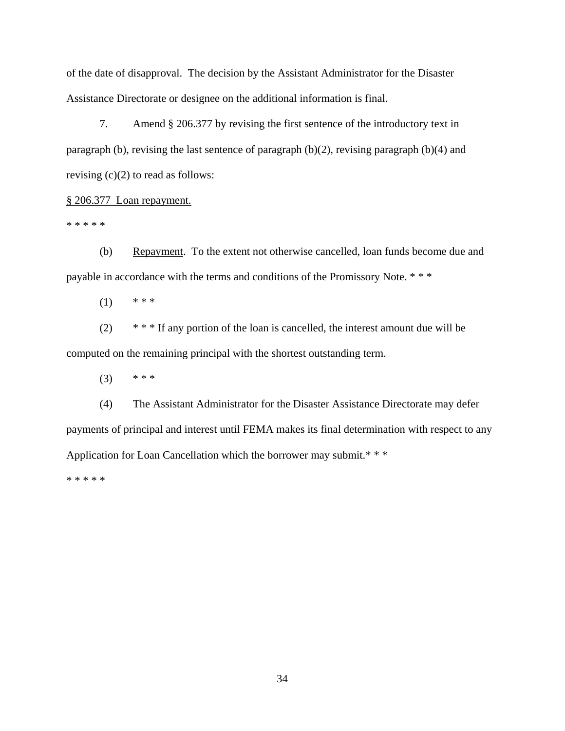of the date of disapproval. The decision by the Assistant Administrator for the Disaster Assistance Directorate or designee on the additional information is final.

7. Amend § 206.377 by revising the first sentence of the introductory text in paragraph (b), revising the last sentence of paragraph (b)(2), revising paragraph (b)(4) and revising (c)(2) to read as follows:

§ 206.377 Loan repayment.

* * * * *

(b) Repayment. To the extent not otherwise cancelled, loan funds become due and payable in accordance with the terms and conditions of the Promissory Note. * * *

(1) * * *

(2) * * * If any portion of the loan is cancelled, the interest amount due will be computed on the remaining principal with the shortest outstanding term.

(3) * * *

(4) The Assistant Administrator for the Disaster Assistance Directorate may defer payments of principal and interest until FEMA makes its final determination with respect to any Application for Loan Cancellation which the borrower may submit.* * *

* * * * *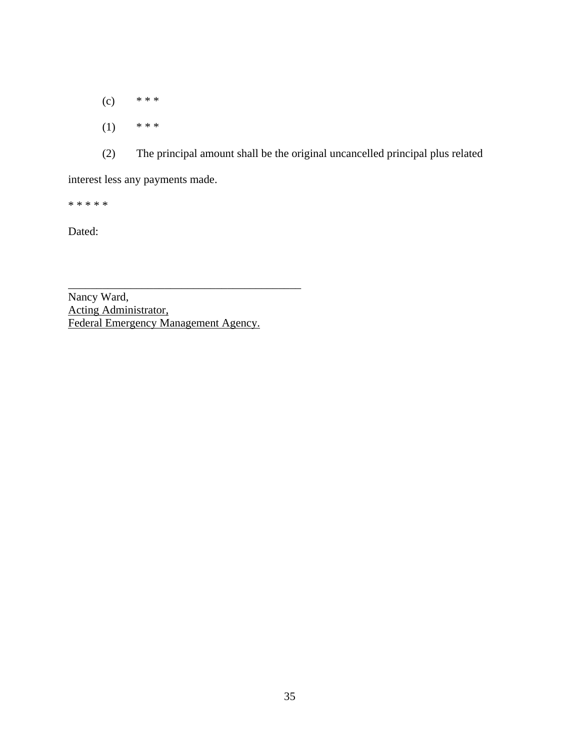(c) * * *

(1) * * *

(2) The principal amount shall be the original uncancelled principal plus related interest less any payments made.

* * * * *

Dated:

\_\_\_\_\_\_\_\_\_\_\_\_\_\_\_\_\_\_\_\_\_\_\_\_\_\_\_\_\_\_\_\_\_\_\_\_\_\_\_\_\_\_

Nancy Ward,
Acting Administrator,
Federal Emergency Management Agency.